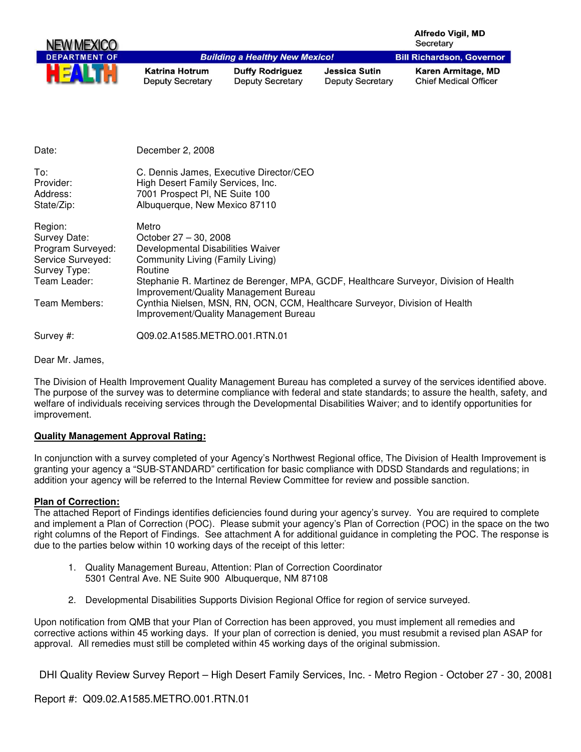NEW MEXICO DEPARTMENT OF HEALTH

*Building a Healthy New Mexico!*

Alfredo Vigil, MD
Secretary

Bill Richardson, Governor

Katrina Hotrum, Deputy Secretary | Duffy Rodriguez, Deputy Secretary | Jessica Sutin, Deputy Secretary | Karen Armitage, MD, Chief Medical Officer

Date: December 2, 2008

To: C. Dennis James, Executive Director/CEO
Provider: High Desert Family Services, Inc.
Address: 7001 Prospect Pl, NE Suite 100
State/Zip: Albuquerque, New Mexico 87110

Region: Metro
Survey Date: October 27 – 30, 2008
Program Surveyed: Developmental Disabilities Waiver
Service Surveyed: Community Living (Family Living)
Survey Type: Routine
Team Leader: Stephanie R. Martinez de Berenger, MPA, GCDF, Healthcare Surveyor, Division of Health Improvement/Quality Management Bureau
Team Members: Cynthia Nielsen, MSN, RN, OCN, CCM, Healthcare Surveyor, Division of Health Improvement/Quality Management Bureau

Survey #: Q09.02.A1585.METRO.001.RTN.01

Dear Mr. James,

The Division of Health Improvement Quality Management Bureau has completed a survey of the services identified above. The purpose of the survey was to determine compliance with federal and state standards; to assure the health, safety, and welfare of individuals receiving services through the Developmental Disabilities Waiver; and to identify opportunities for improvement.

**Quality Management Approval Rating:**

In conjunction with a survey completed of your Agency's Northwest Regional office, The Division of Health Improvement is granting your agency a "SUB-STANDARD" certification for basic compliance with DDSD Standards and regulations; in addition your agency will be referred to the Internal Review Committee for review and possible sanction.

**Plan of Correction:**

The attached Report of Findings identifies deficiencies found during your agency's survey. You are required to complete and implement a Plan of Correction (POC). Please submit your agency's Plan of Correction (POC) in the space on the two right columns of the Report of Findings. See attachment A for additional guidance in completing the POC. The response is due to the parties below within 10 working days of the receipt of this letter:

1. Quality Management Bureau, Attention: Plan of Correction Coordinator
   5301 Central Ave. NE Suite 900 Albuquerque, NM 87108

2. Developmental Disabilities Supports Division Regional Office for region of service surveyed.

Upon notification from QMB that your Plan of Correction has been approved, you must implement all remedies and corrective actions within 45 working days. If your plan of correction is denied, you must resubmit a revised plan ASAP for approval. All remedies must still be completed within 45 working days of the original submission.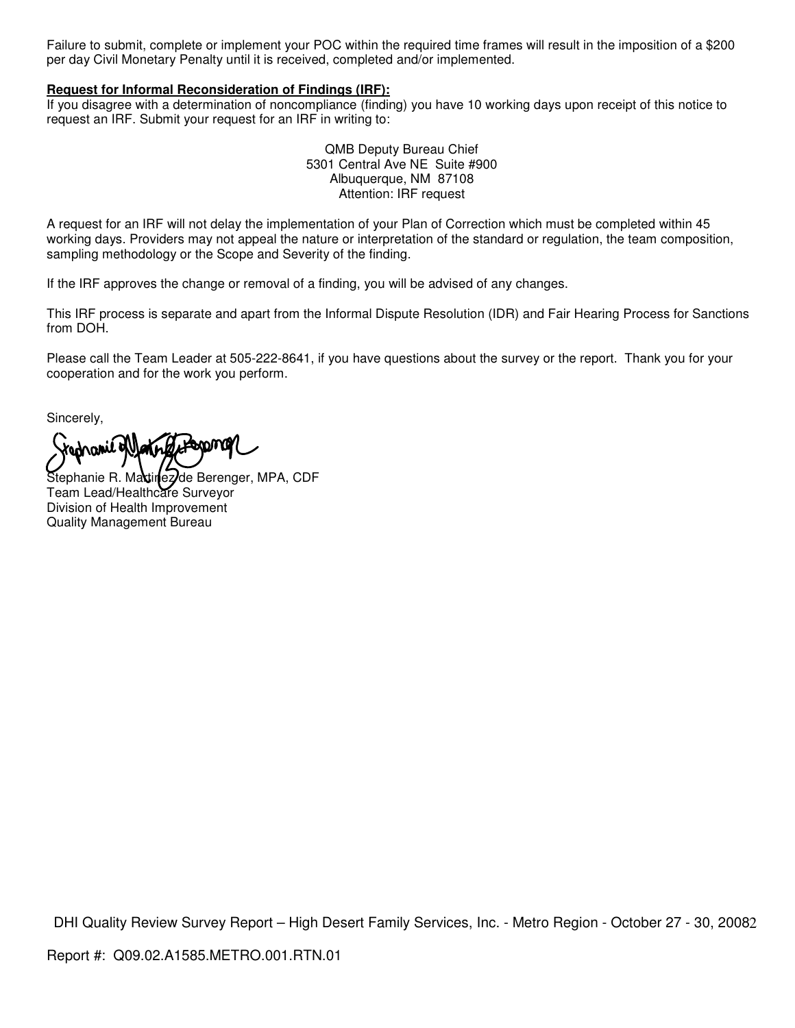Failure to submit, complete or implement your POC within the required time frames will result in the imposition of a $200 per day Civil Monetary Penalty until it is received, completed and/or implemented.

**Request for Informal Reconsideration of Findings (IRF):**

If you disagree with a determination of noncompliance (finding) you have 10 working days upon receipt of this notice to request an IRF. Submit your request for an IRF in writing to:

QMB Deputy Bureau Chief
5301 Central Ave NE Suite #900
Albuquerque, NM 87108
Attention: IRF request

A request for an IRF will not delay the implementation of your Plan of Correction which must be completed within 45 working days. Providers may not appeal the nature or interpretation of the standard or regulation, the team composition, sampling methodology or the Scope and Severity of the finding.

If the IRF approves the change or removal of a finding, you will be advised of any changes.

This IRF process is separate and apart from the Informal Dispute Resolution (IDR) and Fair Hearing Process for Sanctions from DOH.

Please call the Team Leader at 505-222-8641, if you have questions about the survey or the report. Thank you for your cooperation and for the work you perform.

Sincerely,

Stephanie R. Martinez de Berenger, MPA, CDF
Team Lead/Healthcare Surveyor
Division of Health Improvement
Quality Management Bureau

DHI Quality Review Survey Report – High Desert Family Services, Inc. - Metro Region - October 27 - 30, 2008

Report #: Q09.02.A1585.METRO.001.RTN.01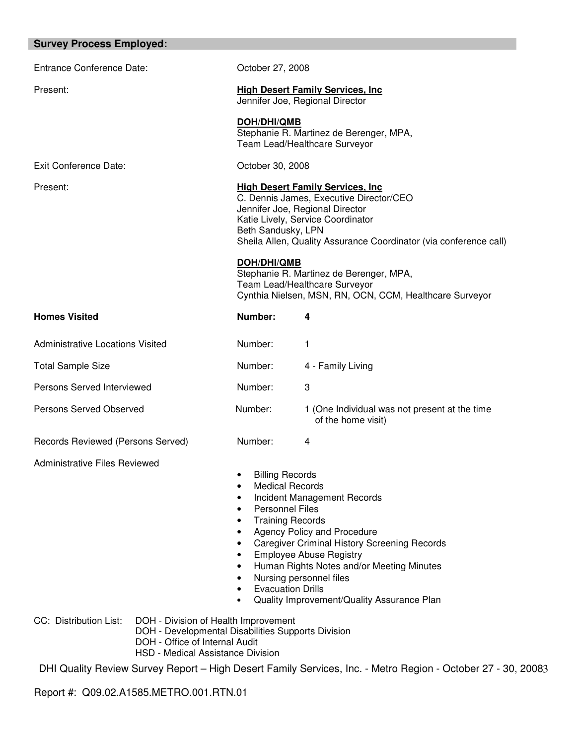## Survey Process Employed:

Entrance Conference Date: October 27, 2008

Present:

**High Desert Family Services, Inc**
Jennifer Joe, Regional Director

**DOH/DHI/QMB**
Stephanie R. Martinez de Berenger, MPA,
Team Lead/Healthcare Surveyor

Exit Conference Date: October 30, 2008

Present:

**High Desert Family Services, Inc**
C. Dennis James, Executive Director/CEO
Jennifer Joe, Regional Director
Katie Lively, Service Coordinator
Beth Sandusky, LPN
Sheila Allen, Quality Assurance Coordinator (via conference call)

**DOH/DHI/QMB**
Stephanie R. Martinez de Berenger, MPA,
Team Lead/Healthcare Surveyor
Cynthia Nielsen, MSN, RN, OCN, CCM, Healthcare Surveyor

| | | |
|---|---|---|
| **Homes Visited** | **Number:** | **4** |
| Administrative Locations Visited | Number: | 1 |
| Total Sample Size | Number: | 4 - Family Living |
| Persons Served Interviewed | Number: | 3 |
| Persons Served Observed | Number: | 1 (One Individual was not present at the time of the home visit) |
| Records Reviewed (Persons Served) | Number: | 4 |

Administrative Files Reviewed

- Billing Records
- Medical Records
- Incident Management Records
- Personnel Files
- Training Records
- Agency Policy and Procedure
- Caregiver Criminal History Screening Records
- Employee Abuse Registry
- Human Rights Notes and/or Meeting Minutes
- Nursing personnel files
- Evacuation Drills
- Quality Improvement/Quality Assurance Plan

CC: Distribution List:
DOH - Division of Health Improvement
DOH - Developmental Disabilities Supports Division
DOH - Office of Internal Audit
HSD - Medical Assistance Division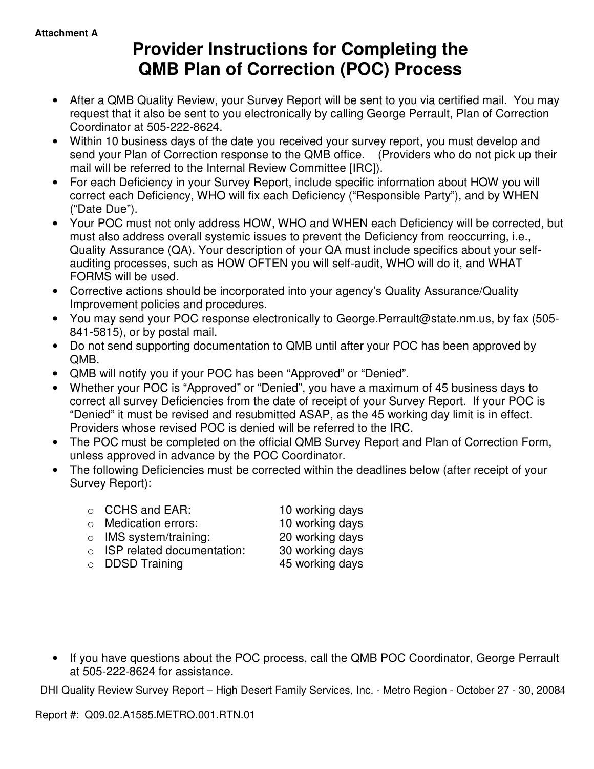Attachment A

# Provider Instructions for Completing the QMB Plan of Correction (POC) Process

- After a QMB Quality Review, your Survey Report will be sent to you via certified mail. You may request that it also be sent to you electronically by calling George Perrault, Plan of Correction Coordinator at 505-222-8624.
- Within 10 business days of the date you received your survey report, you must develop and send your Plan of Correction response to the QMB office. (Providers who do not pick up their mail will be referred to the Internal Review Committee [IRC]).
- For each Deficiency in your Survey Report, include specific information about HOW you will correct each Deficiency, WHO will fix each Deficiency ("Responsible Party"), and by WHEN ("Date Due").
- Your POC must not only address HOW, WHO and WHEN each Deficiency will be corrected, but must also address overall systemic issues <u>to prevent</u> <u>the Deficiency from reoccurring</u>, i.e., Quality Assurance (QA). Your description of your QA must include specifics about your self-auditing processes, such as HOW OFTEN you will self-audit, WHO will do it, and WHAT FORMS will be used.
- Corrective actions should be incorporated into your agency's Quality Assurance/Quality Improvement policies and procedures.
- You may send your POC response electronically to George.Perrault@state.nm.us, by fax (505-841-5815), or by postal mail.
- Do not send supporting documentation to QMB until after your POC has been approved by QMB.
- QMB will notify you if your POC has been "Approved" or "Denied".
- Whether your POC is "Approved" or "Denied", you have a maximum of 45 business days to correct all survey Deficiencies from the date of receipt of your Survey Report. If your POC is "Denied" it must be revised and resubmitted ASAP, as the 45 working day limit is in effect. Providers whose revised POC is denied will be referred to the IRC.
- The POC must be completed on the official QMB Survey Report and Plan of Correction Form, unless approved in advance by the POC Coordinator.
- The following Deficiencies must be corrected within the deadlines below (after receipt of your Survey Report):
  - CCHS and EAR: 10 working days
  - Medication errors: 10 working days
  - IMS system/training: 20 working days
  - ISP related documentation: 30 working days
  - DDSD Training 45 working days
- If you have questions about the POC process, call the QMB POC Coordinator, George Perrault at 505-222-8624 for assistance.

DHI Quality Review Survey Report – High Desert Family Services, Inc. - Metro Region - October 27 - 30, 2008

Report #: Q09.02.A1585.METRO.001.RTN.01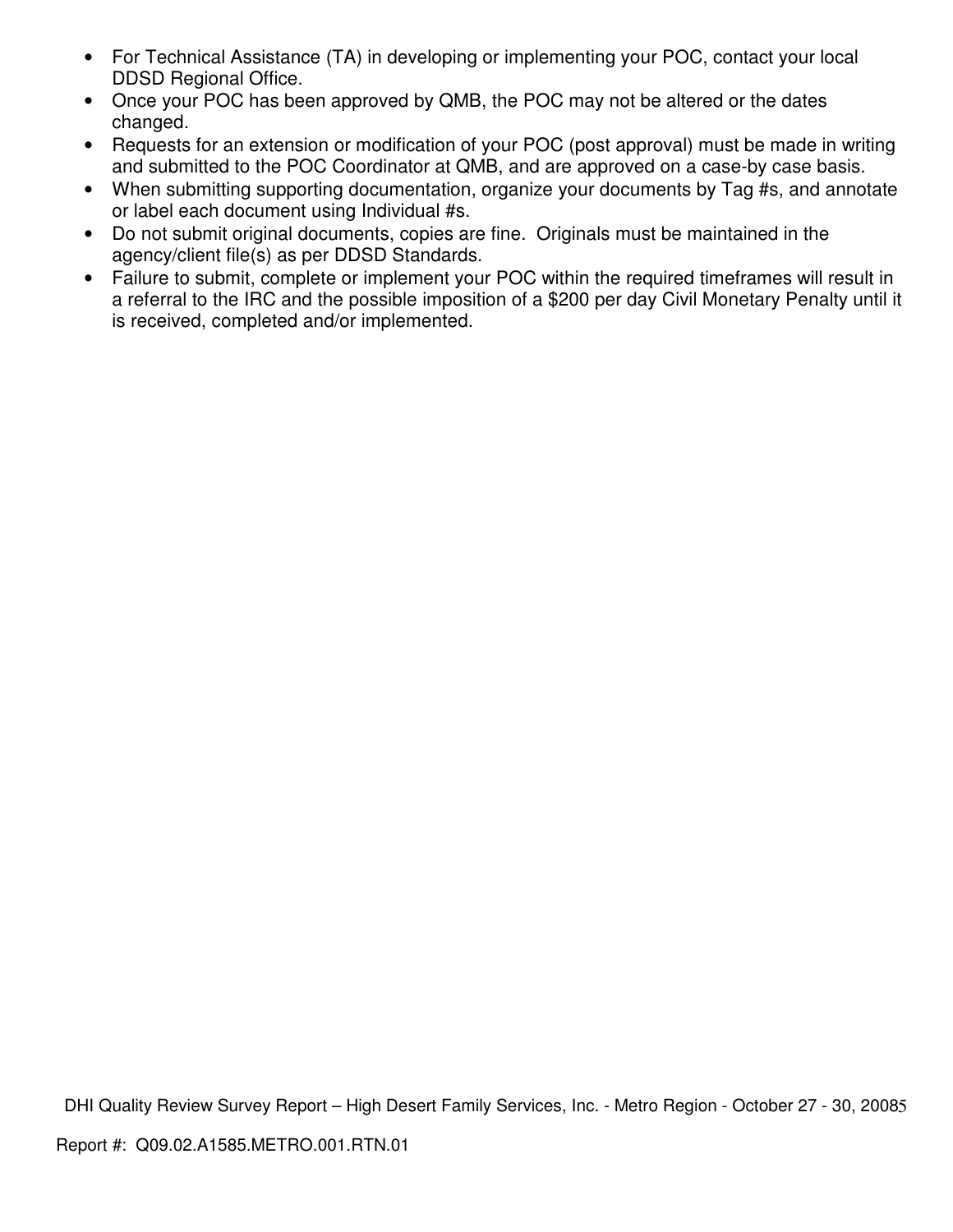- For Technical Assistance (TA) in developing or implementing your POC, contact your local DDSD Regional Office.
- Once your POC has been approved by QMB, the POC may not be altered or the dates changed.
- Requests for an extension or modification of your POC (post approval) must be made in writing and submitted to the POC Coordinator at QMB, and are approved on a case-by case basis.
- When submitting supporting documentation, organize your documents by Tag #s, and annotate or label each document using Individual #s.
- Do not submit original documents, copies are fine. Originals must be maintained in the agency/client file(s) as per DDSD Standards.
- Failure to submit, complete or implement your POC within the required timeframes will result in a referral to the IRC and the possible imposition of a $200 per day Civil Monetary Penalty until it is received, completed and/or implemented.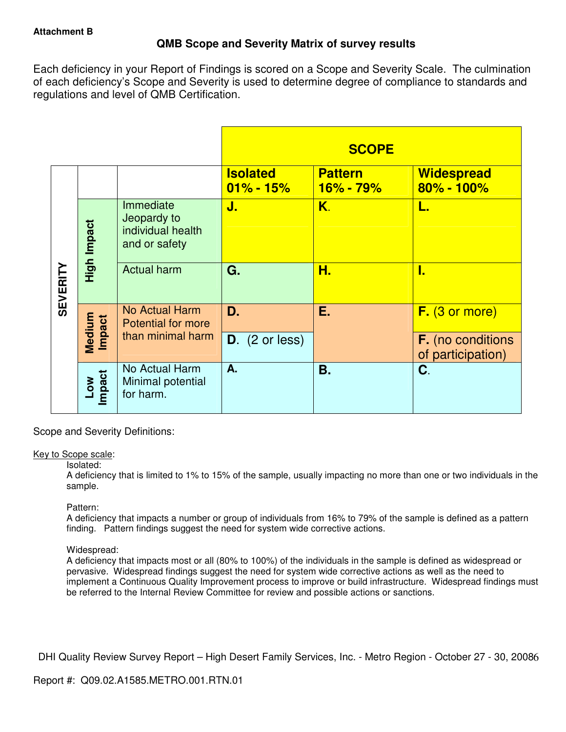**Attachment B**

## QMB Scope and Severity Matrix of survey results

Each deficiency in your Report of Findings is scored on a Scope and Severity Scale. The culmination of each deficiency's Scope and Severity is used to determine degree of compliance to standards and regulations and level of QMB Certification.

| SEVERITY | | | SCOPE | | |
|---|---|---|---|---|---|
| | | | **Isolated 01% - 15%** | **Pattern 16% - 79%** | **Widespread 80% - 100%** |
| | **High Impact** | Immediate Jeopardy to individual health and or safety | **J.** | **K.** | **L.** |
| | | Actual harm | **G.** | **H.** | **I.** |
| | **Medium Impact** | No Actual Harm Potential for more than minimal harm | **D.** | **E.** | **F.** (3 or more) |
| | | | **D.** (2 or less) | | **F.** (no conditions of participation) |
| | **Low Impact** | No Actual Harm Minimal potential for harm. | **A.** | **B.** | **C.** |

Scope and Severity Definitions:

<u>Key to Scope scale</u>:

Isolated:
A deficiency that is limited to 1% to 15% of the sample, usually impacting no more than one or two individuals in the sample.

Pattern:
A deficiency that impacts a number or group of individuals from 16% to 79% of the sample is defined as a pattern finding. Pattern findings suggest the need for system wide corrective actions.

Widespread:
A deficiency that impacts most or all (80% to 100%) of the individuals in the sample is defined as widespread or pervasive. Widespread findings suggest the need for system wide corrective actions as well as the need to implement a Continuous Quality Improvement process to improve or build infrastructure. Widespread findings must be referred to the Internal Review Committee for review and possible actions or sanctions.

DHI Quality Review Survey Report – High Desert Family Services, Inc. - Metro Region - October 27 - 30, 2008

Report #: Q09.02.A1585.METRO.001.RTN.01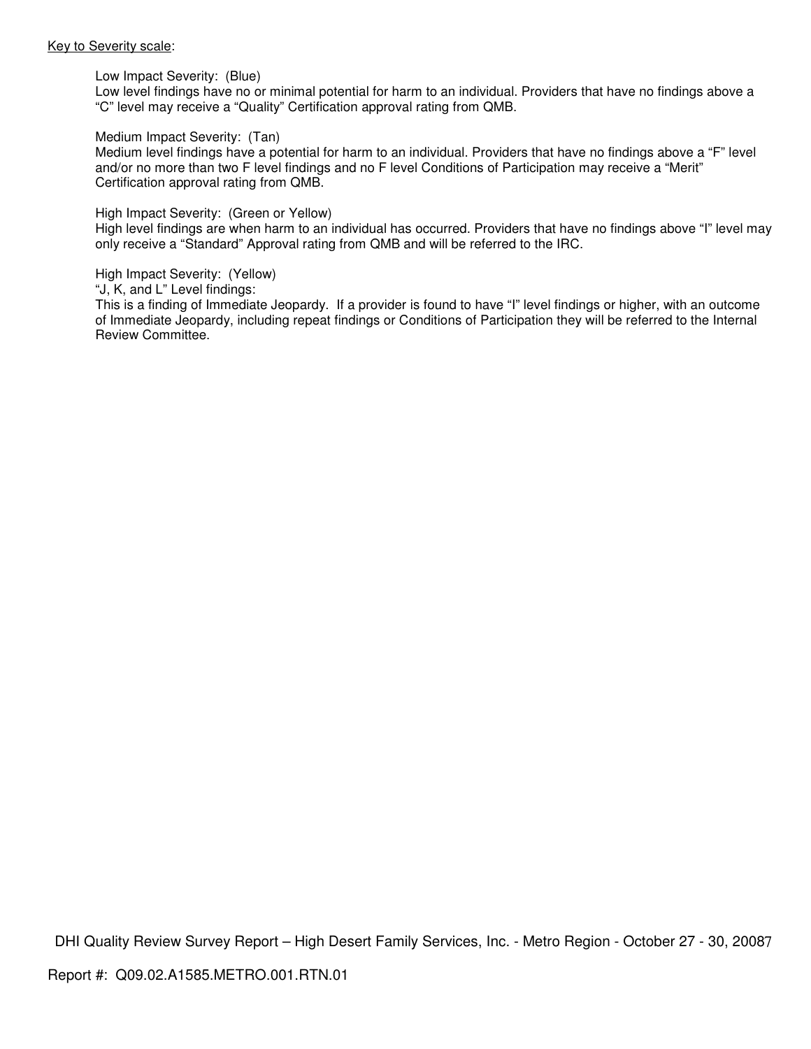Key to Severity scale:

Low Impact Severity: (Blue)
Low level findings have no or minimal potential for harm to an individual. Providers that have no findings above a "C" level may receive a "Quality" Certification approval rating from QMB.

Medium Impact Severity: (Tan)
Medium level findings have a potential for harm to an individual. Providers that have no findings above a "F" level and/or no more than two F level findings and no F level Conditions of Participation may receive a "Merit" Certification approval rating from QMB.

High Impact Severity: (Green or Yellow)
High level findings are when harm to an individual has occurred. Providers that have no findings above "I" level may only receive a "Standard" Approval rating from QMB and will be referred to the IRC.

High Impact Severity: (Yellow)
"J, K, and L" Level findings:
This is a finding of Immediate Jeopardy. If a provider is found to have "I" level findings or higher, with an outcome of Immediate Jeopardy, including repeat findings or Conditions of Participation they will be referred to the Internal Review Committee.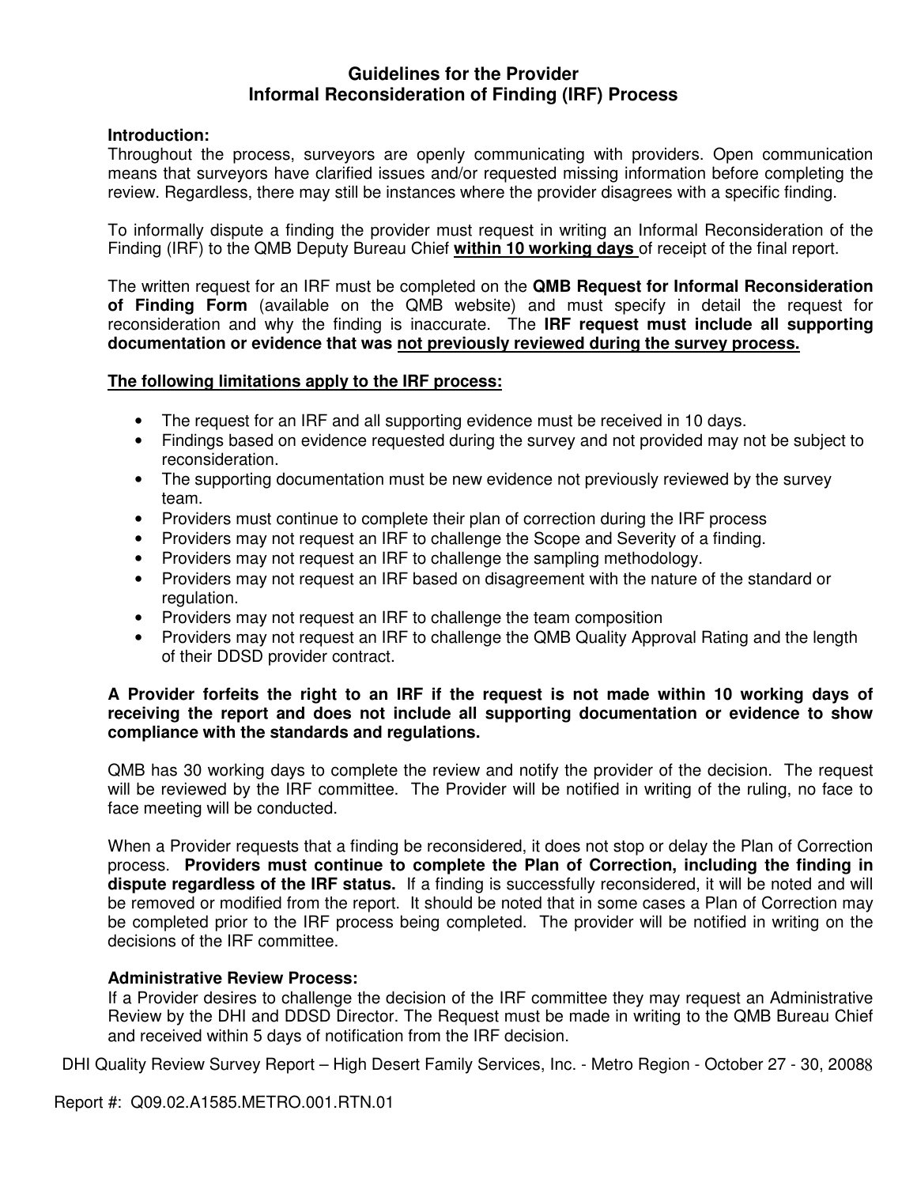# Guidelines for the Provider
# Informal Reconsideration of Finding (IRF) Process

**Introduction:**
Throughout the process, surveyors are openly communicating with providers. Open communication means that surveyors have clarified issues and/or requested missing information before completing the review. Regardless, there may still be instances where the provider disagrees with a specific finding.

To informally dispute a finding the provider must request in writing an Informal Reconsideration of the Finding (IRF) to the QMB Deputy Bureau Chief **within 10 working days** of receipt of the final report.

The written request for an IRF must be completed on the **QMB Request for Informal Reconsideration of Finding Form** (available on the QMB website) and must specify in detail the request for reconsideration and why the finding is inaccurate. The **IRF request must include all supporting documentation or evidence that was not previously reviewed during the survey process.**

**The following limitations apply to the IRF process:**

- The request for an IRF and all supporting evidence must be received in 10 days.
- Findings based on evidence requested during the survey and not provided may not be subject to reconsideration.
- The supporting documentation must be new evidence not previously reviewed by the survey team.
- Providers must continue to complete their plan of correction during the IRF process
- Providers may not request an IRF to challenge the Scope and Severity of a finding.
- Providers may not request an IRF to challenge the sampling methodology.
- Providers may not request an IRF based on disagreement with the nature of the standard or regulation.
- Providers may not request an IRF to challenge the team composition
- Providers may not request an IRF to challenge the QMB Quality Approval Rating and the length of their DDSD provider contract.

**A Provider forfeits the right to an IRF if the request is not made within 10 working days of receiving the report and does not include all supporting documentation or evidence to show compliance with the standards and regulations.**

QMB has 30 working days to complete the review and notify the provider of the decision. The request will be reviewed by the IRF committee. The Provider will be notified in writing of the ruling, no face to face meeting will be conducted.

When a Provider requests that a finding be reconsidered, it does not stop or delay the Plan of Correction process. **Providers must continue to complete the Plan of Correction, including the finding in dispute regardless of the IRF status.** If a finding is successfully reconsidered, it will be noted and will be removed or modified from the report. It should be noted that in some cases a Plan of Correction may be completed prior to the IRF process being completed. The provider will be notified in writing on the decisions of the IRF committee.

**Administrative Review Process:**
If a Provider desires to challenge the decision of the IRF committee they may request an Administrative Review by the DHI and DDSD Director. The Request must be made in writing to the QMB Bureau Chief and received within 5 days of notification from the IRF decision.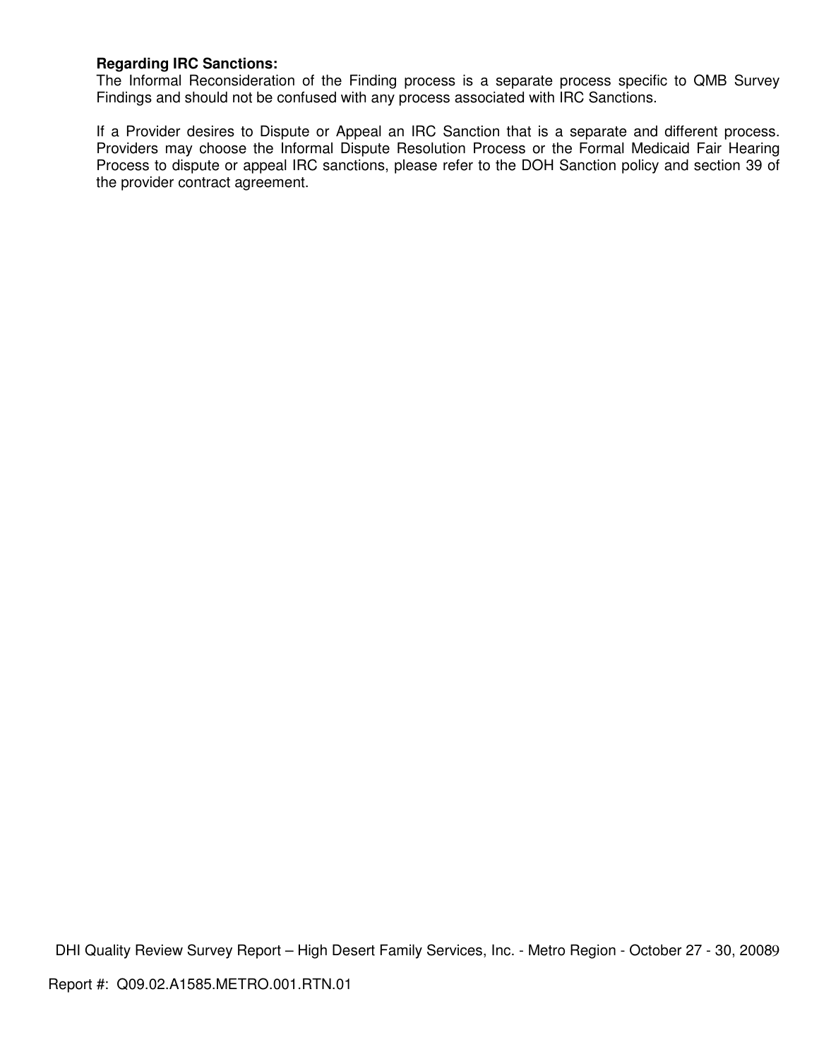**Regarding IRC Sanctions:**
The Informal Reconsideration of the Finding process is a separate process specific to QMB Survey Findings and should not be confused with any process associated with IRC Sanctions.

If a Provider desires to Dispute or Appeal an IRC Sanction that is a separate and different process. Providers may choose the Informal Dispute Resolution Process or the Formal Medicaid Fair Hearing Process to dispute or appeal IRC sanctions, please refer to the DOH Sanction policy and section 39 of the provider contract agreement.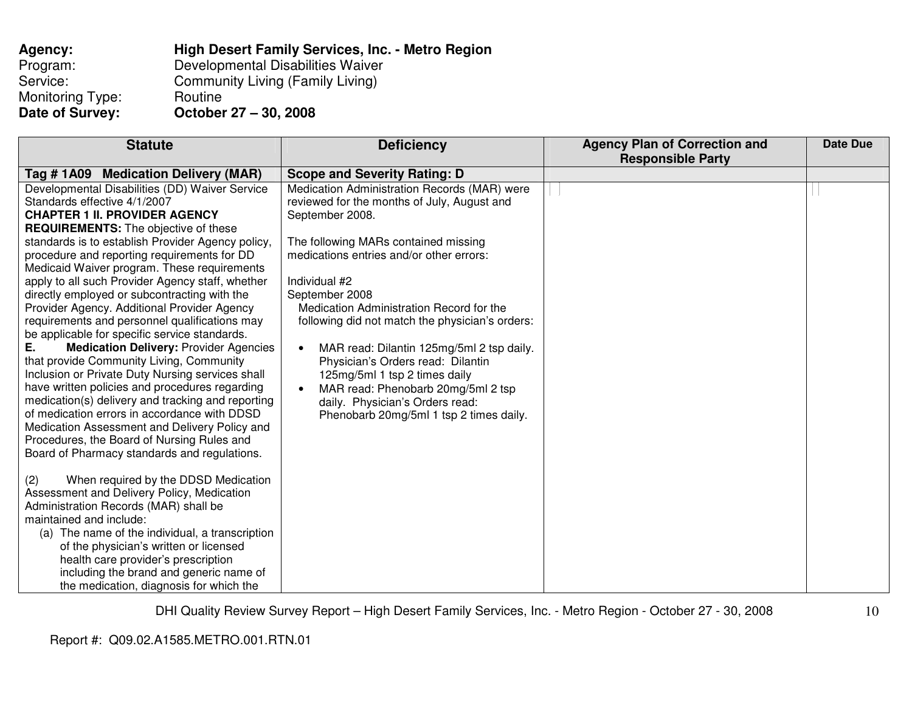**Agency:** **High Desert Family Services, Inc. - Metro Region**
Program: Developmental Disabilities Waiver
Service: Community Living (Family Living)
Monitoring Type: Routine
**Date of Survey:** **October 27 – 30, 2008**

| Statute | Deficiency | Agency Plan of Correction and Responsible Party | Date Due |
|---|---|---|---|
| **Tag # 1A09 Medication Delivery (MAR)** | **Scope and Severity Rating: D** | | |
| Developmental Disabilities (DD) Waiver Service Standards effective 4/1/2007<br>**CHAPTER 1 II. PROVIDER AGENCY REQUIREMENTS:** The objective of these standards is to establish Provider Agency policy, procedure and reporting requirements for DD Medicaid Waiver program. These requirements apply to all such Provider Agency staff, whether directly employed or subcontracting with the Provider Agency. Additional Provider Agency requirements and personnel qualifications may be applicable for specific service standards.<br>**E. Medication Delivery:** Provider Agencies that provide Community Living, Community Inclusion or Private Duty Nursing services shall have written policies and procedures regarding medication(s) delivery and tracking and reporting of medication errors in accordance with DDSD Medication Assessment and Delivery Policy and Procedures, the Board of Nursing Rules and Board of Pharmacy standards and regulations.<br><br>(2) When required by the DDSD Medication Assessment and Delivery Policy, Medication Administration Records (MAR) shall be maintained and include:<br>(a) The name of the individual, a transcription of the physician's written or licensed health care provider's prescription including the brand and generic name of the medication, diagnosis for which the | Medication Administration Records (MAR) were reviewed for the months of July, August and September 2008.<br><br>The following MARs contained missing medications entries and/or other errors:<br><br>Individual #2<br>September 2008<br>Medication Administration Record for the following did not match the physician's orders:<br><br>• MAR read: Dilantin 125mg/5ml 2 tsp daily. Physician's Orders read: Dilantin 125mg/5ml 1 tsp 2 times daily<br>• MAR read: Phenobarb 20mg/5ml 2 tsp daily. Physician's Orders read: Phenobarb 20mg/5ml 1 tsp 2 times daily. | | |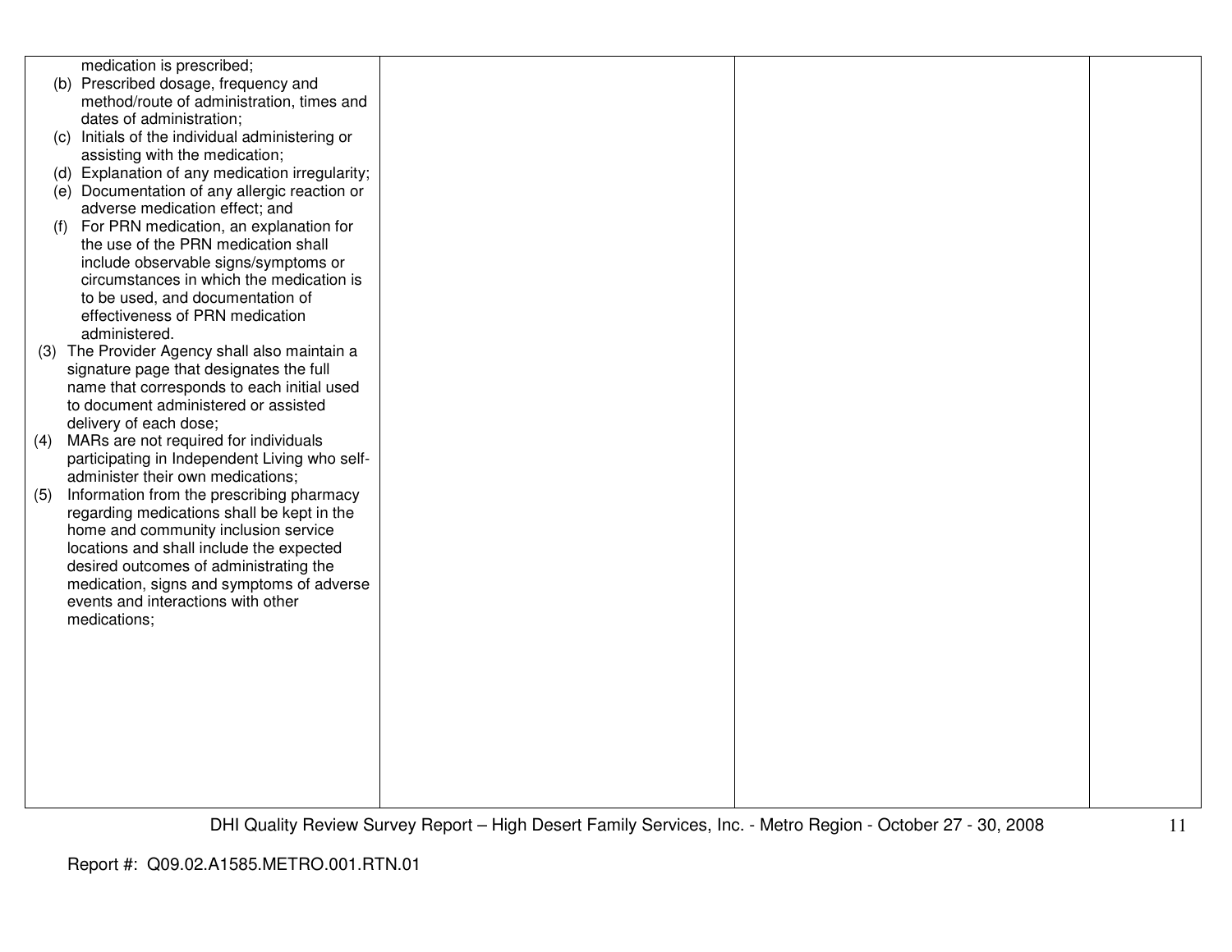| | | | |
|---|---|---|---|
| medication is prescribed;<br>(b) Prescribed dosage, frequency and method/route of administration, times and dates of administration;<br>(c) Initials of the individual administering or assisting with the medication;<br>(d) Explanation of any medication irregularity;<br>(e) Documentation of any allergic reaction or adverse medication effect; and<br>(f) For PRN medication, an explanation for the use of the PRN medication shall include observable signs/symptoms or circumstances in which the medication is to be used, and documentation of effectiveness of PRN medication administered.<br>(3) The Provider Agency shall also maintain a signature page that designates the full name that corresponds to each initial used to document administered or assisted delivery of each dose;<br>(4) MARs are not required for individuals participating in Independent Living who self-administer their own medications;<br>(5) Information from the prescribing pharmacy regarding medications shall be kept in the home and community inclusion service locations and shall include the expected desired outcomes of administrating the medication, signs and symptoms of adverse events and interactions with other medications; | | | |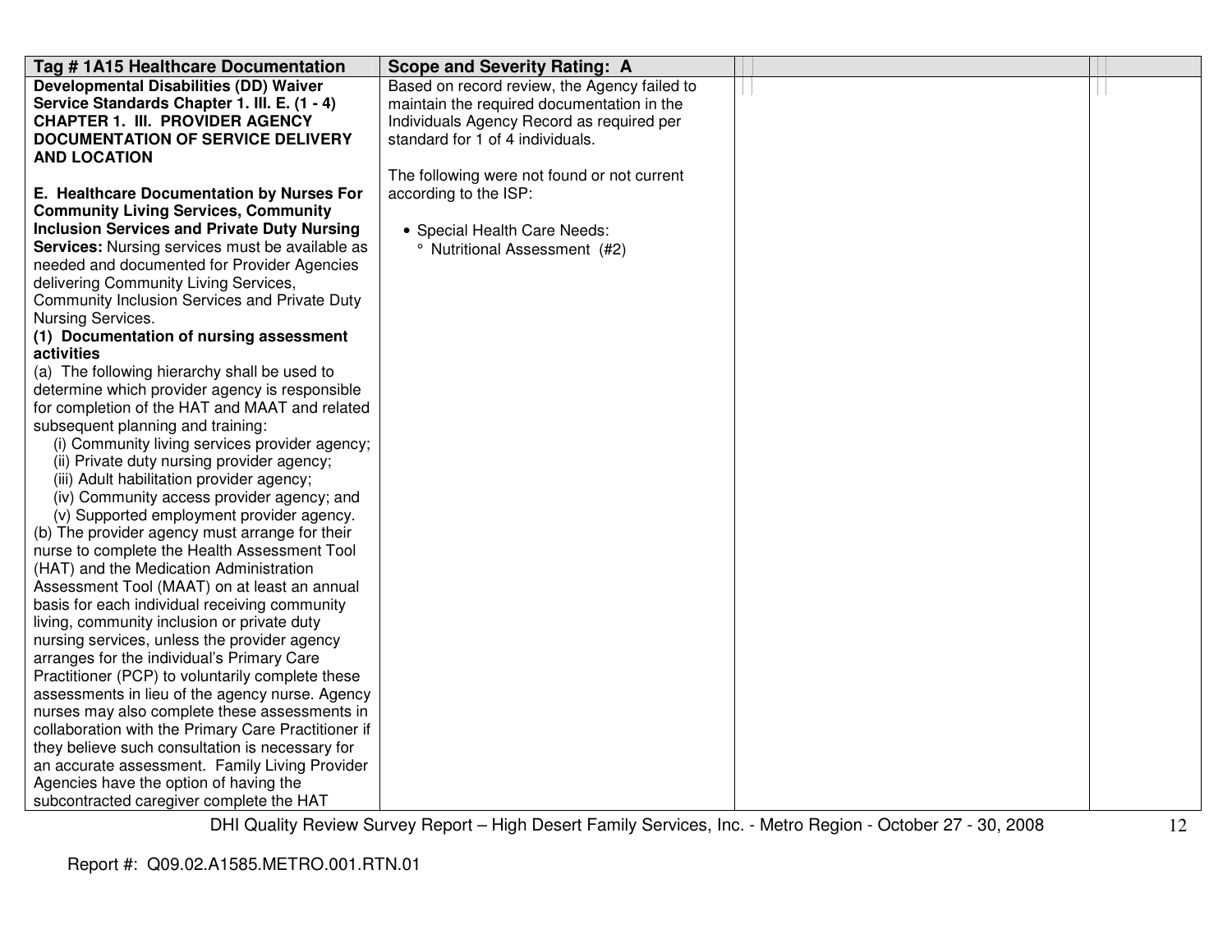| Tag # 1A15 Healthcare Documentation | Scope and Severity Rating: A | | |
|---|---|---|---|
| **Developmental Disabilities (DD) Waiver Service Standards Chapter 1. III. E. (1 - 4)**<br>**CHAPTER 1. III. PROVIDER AGENCY DOCUMENTATION OF SERVICE DELIVERY AND LOCATION**<br><br>**E. Healthcare Documentation by Nurses For Community Living Services, Community Inclusion Services and Private Duty Nursing Services:** Nursing services must be available as needed and documented for Provider Agencies delivering Community Living Services, Community Inclusion Services and Private Duty Nursing Services.<br>**(1) Documentation of nursing assessment activities**<br>(a) The following hierarchy shall be used to determine which provider agency is responsible for completion of the HAT and MAAT and related subsequent planning and training:<br>(i) Community living services provider agency;<br>(ii) Private duty nursing provider agency;<br>(iii) Adult habilitation provider agency;<br>(iv) Community access provider agency; and<br>(v) Supported employment provider agency.<br>(b) The provider agency must arrange for their nurse to complete the Health Assessment Tool (HAT) and the Medication Administration Assessment Tool (MAAT) on at least an annual basis for each individual receiving community living, community inclusion or private duty nursing services, unless the provider agency arranges for the individual's Primary Care Practitioner (PCP) to voluntarily complete these assessments in lieu of the agency nurse. Agency nurses may also complete these assessments in collaboration with the Primary Care Practitioner if they believe such consultation is necessary for an accurate assessment. Family Living Provider Agencies have the option of having the subcontracted caregiver complete the HAT | Based on record review, the Agency failed to maintain the required documentation in the Individuals Agency Record as required per standard for 1 of 4 individuals.<br><br>The following were not found or not current according to the ISP:<br><br>• Special Health Care Needs:<br>° Nutritional Assessment (#2) | | |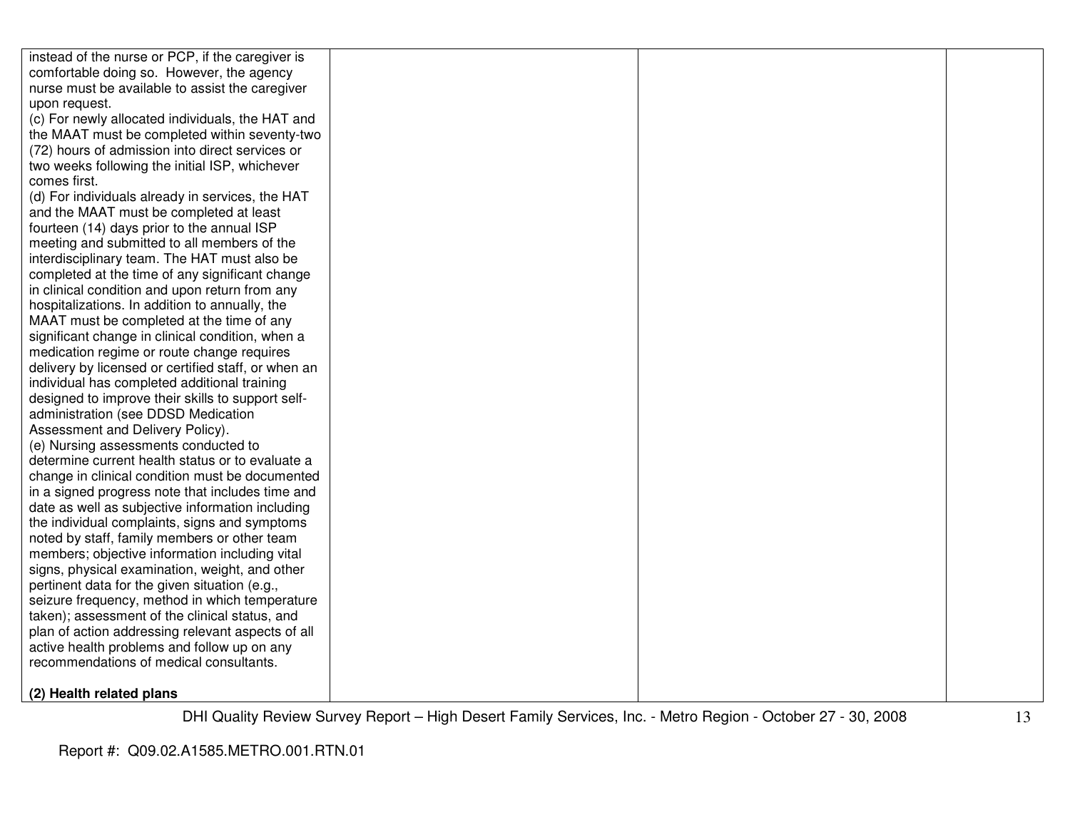| | | | |
|---|---|---|---|
| instead of the nurse or PCP, if the caregiver is comfortable doing so. However, the agency nurse must be available to assist the caregiver upon request.<br>(c) For newly allocated individuals, the HAT and the MAAT must be completed within seventy-two (72) hours of admission into direct services or two weeks following the initial ISP, whichever comes first.<br>(d) For individuals already in services, the HAT and the MAAT must be completed at least fourteen (14) days prior to the annual ISP meeting and submitted to all members of the interdisciplinary team. The HAT must also be completed at the time of any significant change in clinical condition and upon return from any hospitalizations. In addition to annually, the MAAT must be completed at the time of any significant change in clinical condition, when a medication regime or route change requires delivery by licensed or certified staff, or when an individual has completed additional training designed to improve their skills to support self-administration (see DDSD Medication Assessment and Delivery Policy).<br>(e) Nursing assessments conducted to determine current health status or to evaluate a change in clinical condition must be documented in a signed progress note that includes time and date as well as subjective information including the individual complaints, signs and symptoms noted by staff, family members or other team members; objective information including vital signs, physical examination, weight, and other pertinent data for the given situation (e.g., seizure frequency, method in which temperature taken); assessment of the clinical status, and plan of action addressing relevant aspects of all active health problems and follow up on any recommendations of medical consultants.<br><br>**(2) Health related plans** | | | |

DHI Quality Review Survey Report – High Desert Family Services, Inc. - Metro Region - October 27 - 30, 2008

Report #: Q09.02.A1585.METRO.001.RTN.01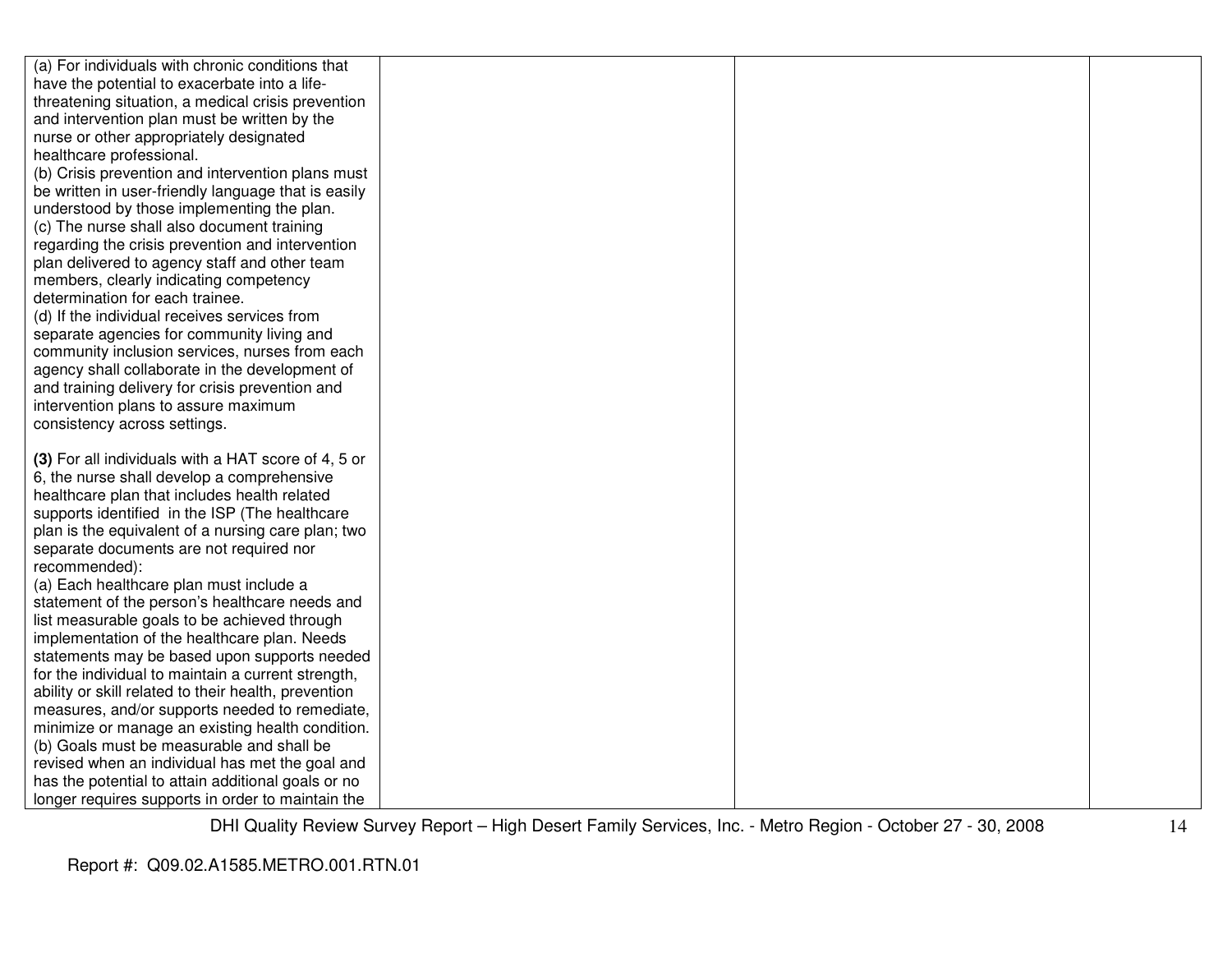| | | | |
|---|---|---|---|
| (a) For individuals with chronic conditions that have the potential to exacerbate into a life-threatening situation, a medical crisis prevention and intervention plan must be written by the nurse or other appropriately designated healthcare professional.<br>(b) Crisis prevention and intervention plans must be written in user-friendly language that is easily understood by those implementing the plan.<br>(c) The nurse shall also document training regarding the crisis prevention and intervention plan delivered to agency staff and other team members, clearly indicating competency determination for each trainee.<br>(d) If the individual receives services from separate agencies for community living and community inclusion services, nurses from each agency shall collaborate in the development of and training delivery for crisis prevention and intervention plans to assure maximum consistency across settings.<br><br>**(3)** For all individuals with a HAT score of 4, 5 or 6, the nurse shall develop a comprehensive healthcare plan that includes health related supports identified in the ISP (The healthcare plan is the equivalent of a nursing care plan; two separate documents are not required nor recommended):<br>(a) Each healthcare plan must include a statement of the person's healthcare needs and list measurable goals to be achieved through implementation of the healthcare plan. Needs statements may be based upon supports needed for the individual to maintain a current strength, ability or skill related to their health, prevention measures, and/or supports needed to remediate, minimize or manage an existing health condition.<br>(b) Goals must be measurable and shall be revised when an individual has met the goal and has the potential to attain additional goals or no longer requires supports in order to maintain the | | | |

Report #: Q09.02.A1585.METRO.001.RTN.01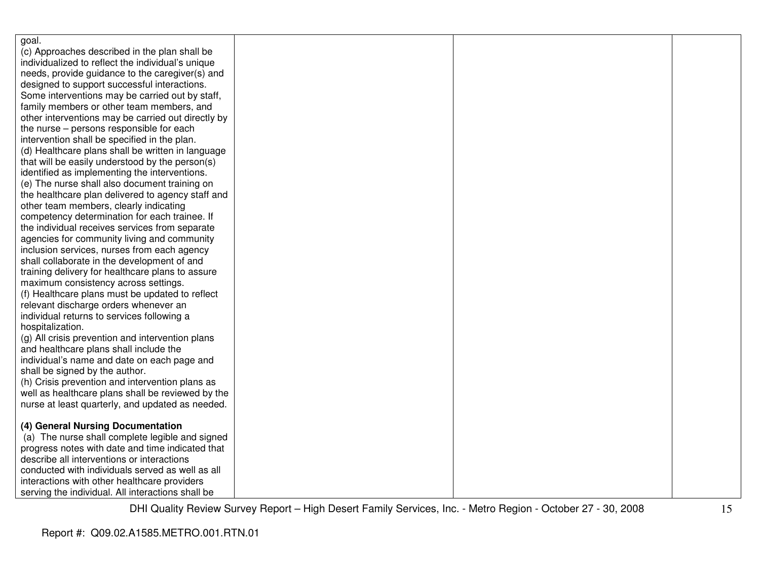| | | | |
|---|---|---|---|
| goal.<br>(c) Approaches described in the plan shall be individualized to reflect the individual's unique needs, provide guidance to the caregiver(s) and designed to support successful interactions. Some interventions may be carried out by staff, family members or other team members, and other interventions may be carried out directly by the nurse – persons responsible for each intervention shall be specified in the plan.<br>(d) Healthcare plans shall be written in language that will be easily understood by the person(s) identified as implementing the interventions.<br>(e) The nurse shall also document training on the healthcare plan delivered to agency staff and other team members, clearly indicating competency determination for each trainee. If the individual receives services from separate agencies for community living and community inclusion services, nurses from each agency shall collaborate in the development of and training delivery for healthcare plans to assure maximum consistency across settings.<br>(f) Healthcare plans must be updated to reflect relevant discharge orders whenever an individual returns to services following a hospitalization.<br>(g) All crisis prevention and intervention plans and healthcare plans shall include the individual's name and date on each page and shall be signed by the author.<br>(h) Crisis prevention and intervention plans as well as healthcare plans shall be reviewed by the nurse at least quarterly, and updated as needed.<br><br>**(4) General Nursing Documentation**<br>(a) The nurse shall complete legible and signed progress notes with date and time indicated that describe all interventions or interactions conducted with individuals served as well as all interactions with other healthcare providers serving the individual. All interactions shall be | | | |

DHI Quality Review Survey Report – High Desert Family Services, Inc. - Metro Region - October 27 - 30, 2008

Report #: Q09.02.A1585.METRO.001.RTN.01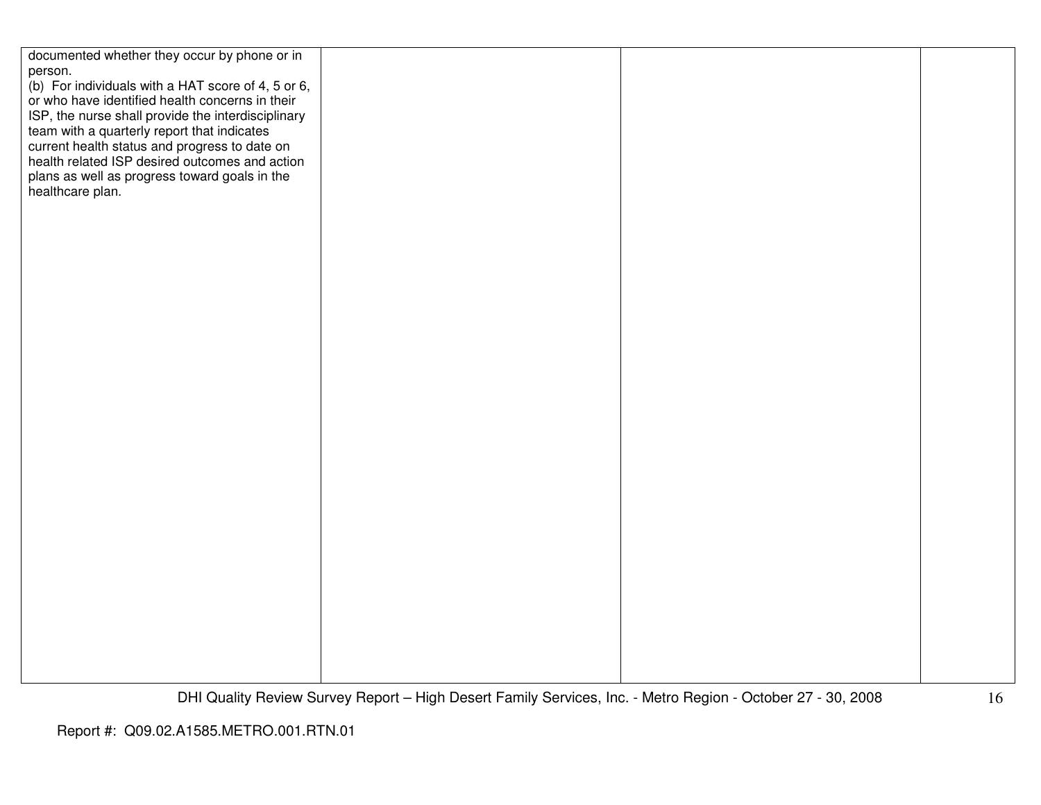| | | | |
|---|---|---|---|
| documented whether they occur by phone or in person.<br>(b) For individuals with a HAT score of 4, 5 or 6, or who have identified health concerns in their ISP, the nurse shall provide the interdisciplinary team with a quarterly report that indicates current health status and progress to date on health related ISP desired outcomes and action plans as well as progress toward goals in the healthcare plan. | | | |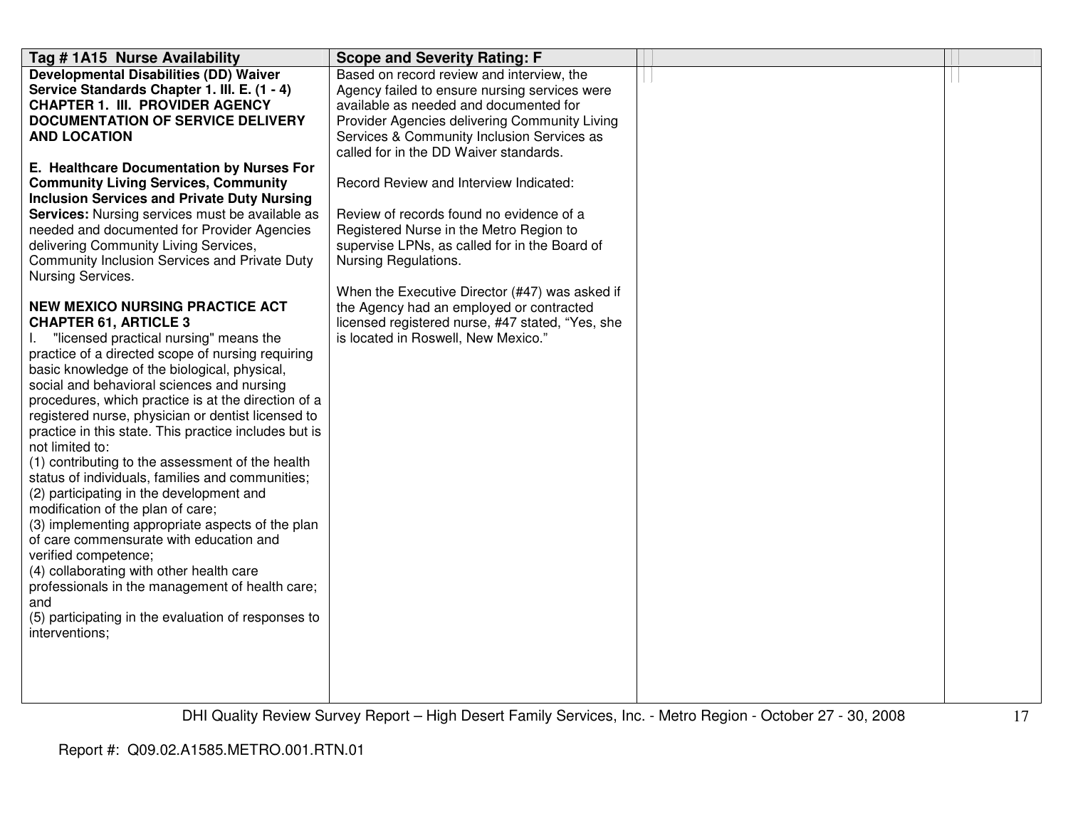| Tag # 1A15 Nurse Availability | Scope and Severity Rating: F | | |
|---|---|---|---|
| **Developmental Disabilities (DD) Waiver Service Standards Chapter 1. III. E. (1 - 4) CHAPTER 1. III. PROVIDER AGENCY DOCUMENTATION OF SERVICE DELIVERY AND LOCATION**<br><br>**E. Healthcare Documentation by Nurses For Community Living Services, Community Inclusion Services and Private Duty Nursing Services:** Nursing services must be available as needed and documented for Provider Agencies delivering Community Living Services, Community Inclusion Services and Private Duty Nursing Services.<br><br>**NEW MEXICO NURSING PRACTICE ACT CHAPTER 61, ARTICLE 3**<br>I. "licensed practical nursing" means the practice of a directed scope of nursing requiring basic knowledge of the biological, physical, social and behavioral sciences and nursing procedures, which practice is at the direction of a registered nurse, physician or dentist licensed to practice in this state. This practice includes but is not limited to:<br>(1) contributing to the assessment of the health status of individuals, families and communities;<br>(2) participating in the development and modification of the plan of care;<br>(3) implementing appropriate aspects of the plan of care commensurate with education and verified competence;<br>(4) collaborating with other health care professionals in the management of health care; and<br>(5) participating in the evaluation of responses to interventions; | Based on record review and interview, the Agency failed to ensure nursing services were available as needed and documented for Provider Agencies delivering Community Living Services & Community Inclusion Services as called for in the DD Waiver standards.<br><br>Record Review and Interview Indicated:<br><br>Review of records found no evidence of a Registered Nurse in the Metro Region to supervise LPNs, as called for in the Board of Nursing Regulations.<br><br>When the Executive Director (#47) was asked if the Agency had an employed or contracted licensed registered nurse, #47 stated, "Yes, she is located in Roswell, New Mexico." | | |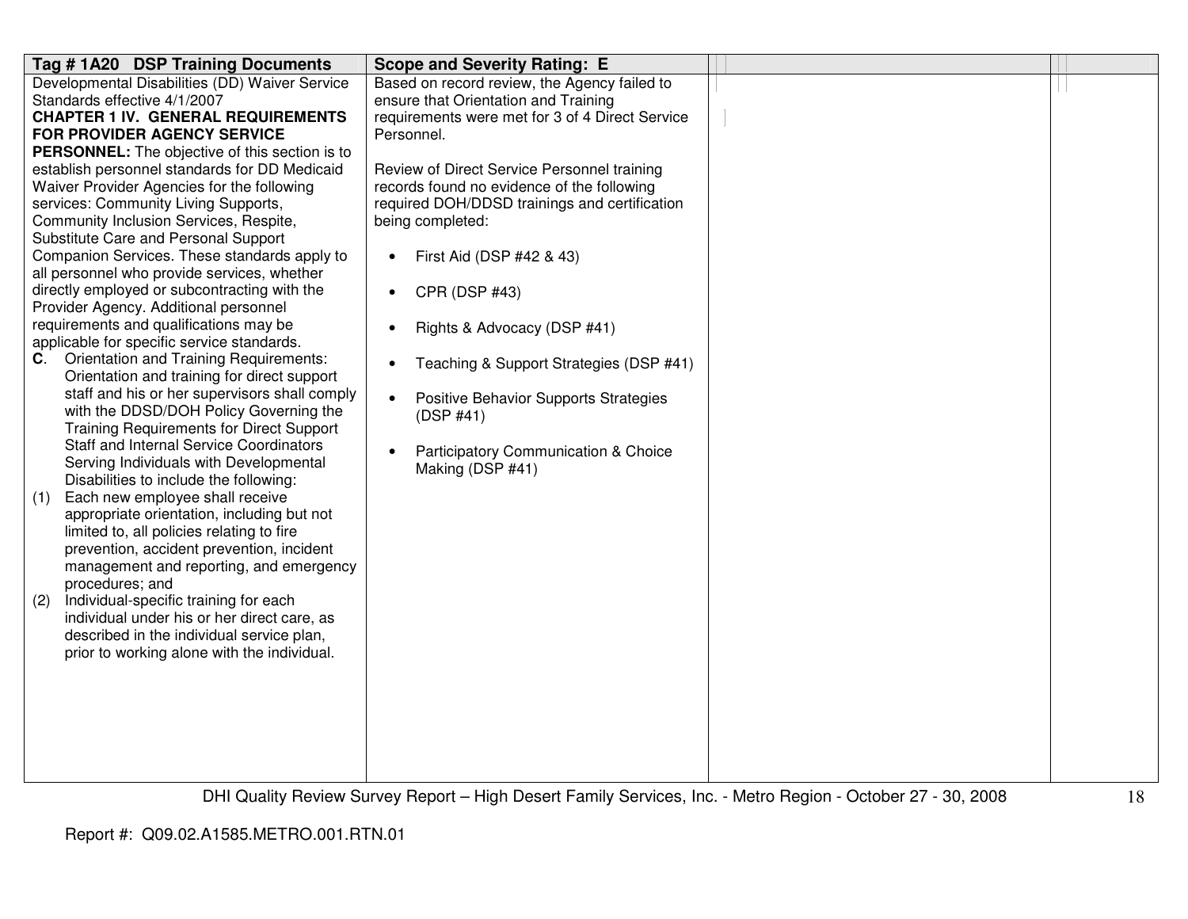| Tag # 1A20 DSP Training Documents | Scope and Severity Rating: E | | |
|---|---|---|---|
| Developmental Disabilities (DD) Waiver Service Standards effective 4/1/2007<br>**CHAPTER 1 IV. GENERAL REQUIREMENTS FOR PROVIDER AGENCY SERVICE PERSONNEL:** The objective of this section is to establish personnel standards for DD Medicaid Waiver Provider Agencies for the following services: Community Living Supports, Community Inclusion Services, Respite, Substitute Care and Personal Support Companion Services. These standards apply to all personnel who provide services, whether directly employed or subcontracting with the Provider Agency. Additional personnel requirements and qualifications may be applicable for specific service standards.<br>**C**. Orientation and Training Requirements: Orientation and training for direct support staff and his or her supervisors shall comply with the DDSD/DOH Policy Governing the Training Requirements for Direct Support Staff and Internal Service Coordinators Serving Individuals with Developmental Disabilities to include the following:<br>(1) Each new employee shall receive appropriate orientation, including but not limited to, all policies relating to fire prevention, accident prevention, incident management and reporting, and emergency procedures; and<br>(2) Individual-specific training for each individual under his or her direct care, as described in the individual service plan, prior to working alone with the individual. | Based on record review, the Agency failed to ensure that Orientation and Training requirements were met for 3 of 4 Direct Service Personnel.<br><br>Review of Direct Service Personnel training records found no evidence of the following required DOH/DDSD trainings and certification being completed:<br><br>• First Aid (DSP #42 & 43)<br>• CPR (DSP #43)<br>• Rights & Advocacy (DSP #41)<br>• Teaching & Support Strategies (DSP #41)<br>• Positive Behavior Supports Strategies (DSP #41)<br>• Participatory Communication & Choice Making (DSP #41) | | |

Report #: Q09.02.A1585.METRO.001.RTN.01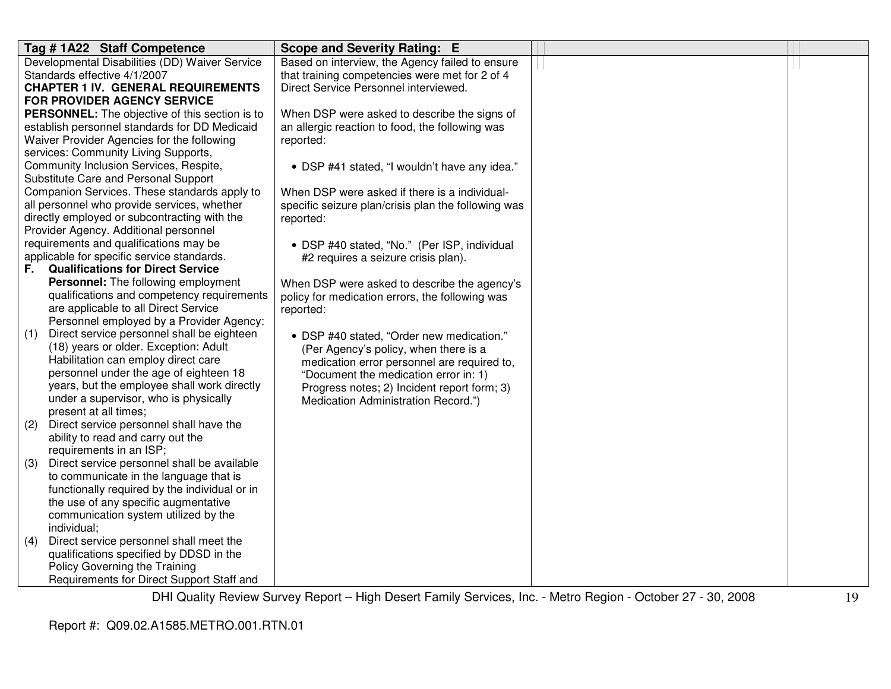| Tag # 1A22 Staff Competence | Scope and Severity Rating: E | | |
|---|---|---|---|
| Developmental Disabilities (DD) Waiver Service Standards effective 4/1/2007<br>**CHAPTER 1 IV. GENERAL REQUIREMENTS FOR PROVIDER AGENCY SERVICE PERSONNEL:** The objective of this section is to establish personnel standards for DD Medicaid Waiver Provider Agencies for the following services: Community Living Supports, Community Inclusion Services, Respite, Substitute Care and Personal Support Companion Services. These standards apply to all personnel who provide services, whether directly employed or subcontracting with the Provider Agency. Additional personnel requirements and qualifications may be applicable for specific service standards.<br>**F. Qualifications for Direct Service Personnel:** The following employment qualifications and competency requirements are applicable to all Direct Service Personnel employed by a Provider Agency:<br>(1) Direct service personnel shall be eighteen (18) years or older. Exception: Adult Habilitation can employ direct care personnel under the age of eighteen 18 years, but the employee shall work directly under a supervisor, who is physically present at all times;<br>(2) Direct service personnel shall have the ability to read and carry out the requirements in an ISP;<br>(3) Direct service personnel shall be available to communicate in the language that is functionally required by the individual or in the use of any specific augmentative communication system utilized by the individual;<br>(4) Direct service personnel shall meet the qualifications specified by DDSD in the Policy Governing the Training Requirements for Direct Support Staff and | Based on interview, the Agency failed to ensure that training competencies were met for 2 of 4 Direct Service Personnel interviewed.<br><br>When DSP were asked to describe the signs of an allergic reaction to food, the following was reported:<br><br>• DSP #41 stated, "I wouldn't have any idea."<br><br>When DSP were asked if there is a individual-specific seizure plan/crisis plan the following was reported:<br><br>• DSP #40 stated, "No." (Per ISP, individual #2 requires a seizure crisis plan).<br><br>When DSP were asked to describe the agency's policy for medication errors, the following was reported:<br><br>• DSP #40 stated, "Order new medication." (Per Agency's policy, when there is a medication error personnel are required to, "Document the medication error in: 1) Progress notes; 2) Incident report form; 3) Medication Administration Record.") | | |

Report #: Q09.02.A1585.METRO.001.RTN.01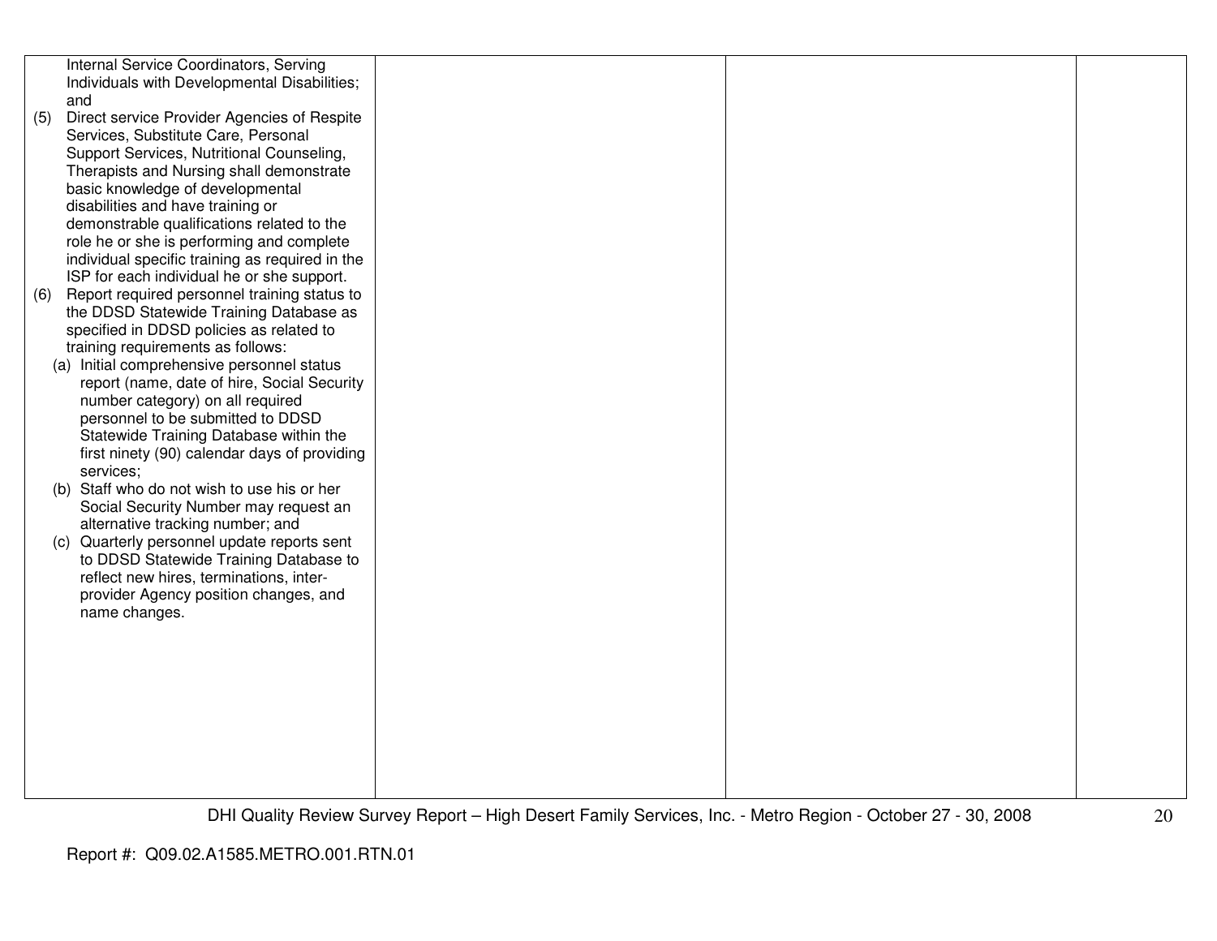| | | | |
|---|---|---|---|
| Internal Service Coordinators, Serving Individuals with Developmental Disabilities; and<br>(5) Direct service Provider Agencies of Respite Services, Substitute Care, Personal Support Services, Nutritional Counseling, Therapists and Nursing shall demonstrate basic knowledge of developmental disabilities and have training or demonstrable qualifications related to the role he or she is performing and complete individual specific training as required in the ISP for each individual he or she support.<br>(6) Report required personnel training status to the DDSD Statewide Training Database as specified in DDSD policies as related to training requirements as follows:<br>(a) Initial comprehensive personnel status report (name, date of hire, Social Security number category) on all required personnel to be submitted to DDSD Statewide Training Database within the first ninety (90) calendar days of providing services;<br>(b) Staff who do not wish to use his or her Social Security Number may request an alternative tracking number; and<br>(c) Quarterly personnel update reports sent to DDSD Statewide Training Database to reflect new hires, terminations, inter-provider Agency position changes, and name changes. | | | |

Report #: Q09.02.A1585.METRO.001.RTN.01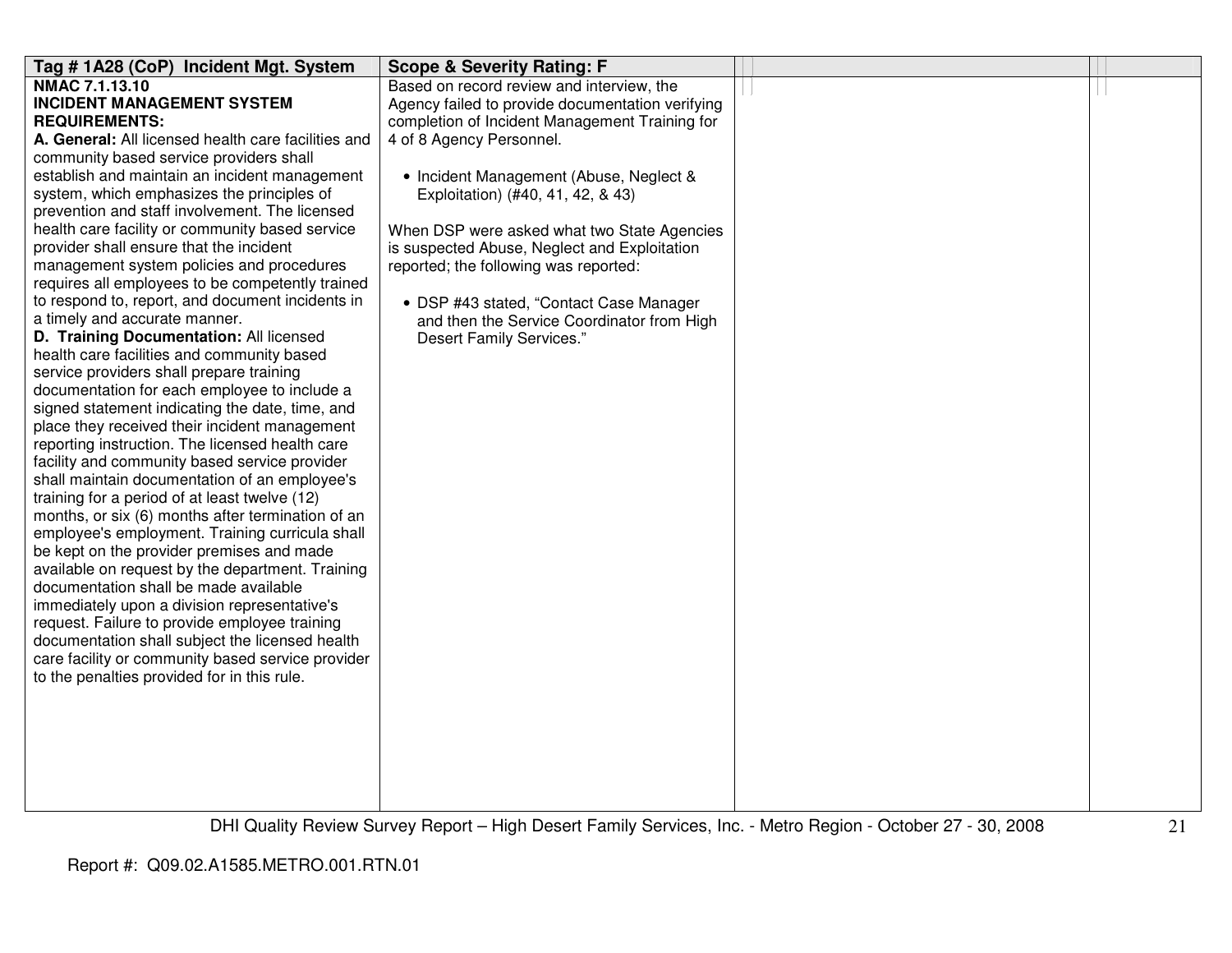| Tag # 1A28 (CoP) Incident Mgt. System | Scope & Severity Rating: F | | |
|---|---|---|---|
| **NMAC 7.1.13.10**<br>**INCIDENT MANAGEMENT SYSTEM REQUIREMENTS:**<br>**A. General:** All licensed health care facilities and community based service providers shall establish and maintain an incident management system, which emphasizes the principles of prevention and staff involvement. The licensed health care facility or community based service provider shall ensure that the incident management system policies and procedures requires all employees to be competently trained to respond to, report, and document incidents in a timely and accurate manner.<br>**D. Training Documentation:** All licensed health care facilities and community based service providers shall prepare training documentation for each employee to include a signed statement indicating the date, time, and place they received their incident management reporting instruction. The licensed health care facility and community based service provider shall maintain documentation of an employee's training for a period of at least twelve (12) months, or six (6) months after termination of an employee's employment. Training curricula shall be kept on the provider premises and made available on request by the department. Training documentation shall be made available immediately upon a division representative's request. Failure to provide employee training documentation shall subject the licensed health care facility or community based service provider to the penalties provided for in this rule. | Based on record review and interview, the Agency failed to provide documentation verifying completion of Incident Management Training for 4 of 8 Agency Personnel.<br><br>• Incident Management (Abuse, Neglect & Exploitation) (#40, 41, 42, & 43)<br><br>When DSP were asked what two State Agencies is suspected Abuse, Neglect and Exploitation reported; the following was reported:<br><br>• DSP #43 stated, "Contact Case Manager and then the Service Coordinator from High Desert Family Services." | | |

DHI Quality Review Survey Report – High Desert Family Services, Inc. - Metro Region - October 27 - 30, 2008

Report #: Q09.02.A1585.METRO.001.RTN.01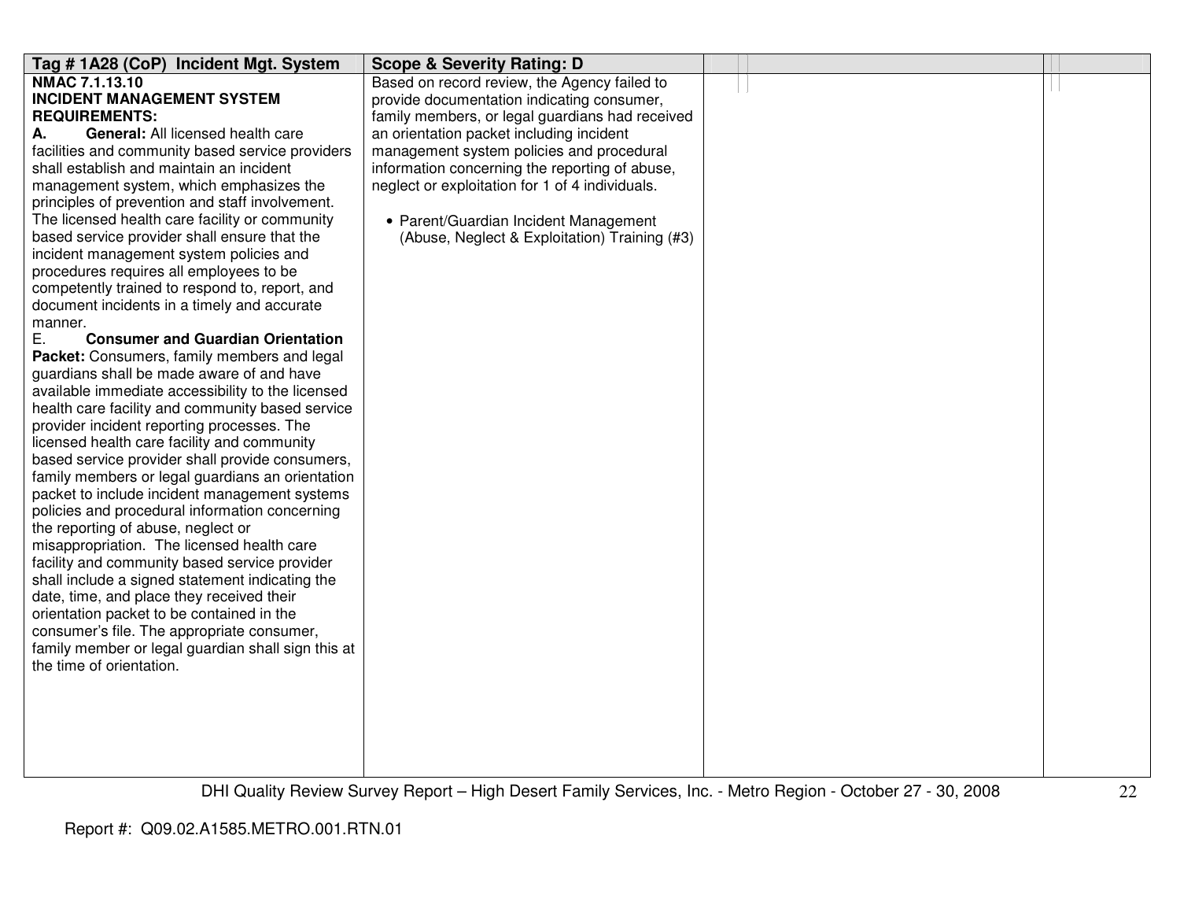| Tag # 1A28 (CoP) Incident Mgt. System | Scope & Severity Rating: D | | |
|---|---|---|---|
| **NMAC 7.1.13.10**<br>**INCIDENT MANAGEMENT SYSTEM REQUIREMENTS:**<br>**A. General:** All licensed health care facilities and community based service providers shall establish and maintain an incident management system, which emphasizes the principles of prevention and staff involvement. The licensed health care facility or community based service provider shall ensure that the incident management system policies and procedures requires all employees to be competently trained to respond to, report, and document incidents in a timely and accurate manner.<br>E. **Consumer and Guardian Orientation Packet:** Consumers, family members and legal guardians shall be made aware of and have available immediate accessibility to the licensed health care facility and community based service provider incident reporting processes. The licensed health care facility and community based service provider shall provide consumers, family members or legal guardians an orientation packet to include incident management systems policies and procedural information concerning the reporting of abuse, neglect or misappropriation. The licensed health care facility and community based service provider shall include a signed statement indicating the date, time, and place they received their orientation packet to be contained in the consumer's file. The appropriate consumer, family member or legal guardian shall sign this at the time of orientation. | Based on record review, the Agency failed to provide documentation indicating consumer, family members, or legal guardians had received an orientation packet including incident management system policies and procedural information concerning the reporting of abuse, neglect or exploitation for 1 of 4 individuals.<br><br>• Parent/Guardian Incident Management (Abuse, Neglect & Exploitation) Training (#3) | | |

DHI Quality Review Survey Report – High Desert Family Services, Inc. - Metro Region - October 27 - 30, 2008

Report #: Q09.02.A1585.METRO.001.RTN.01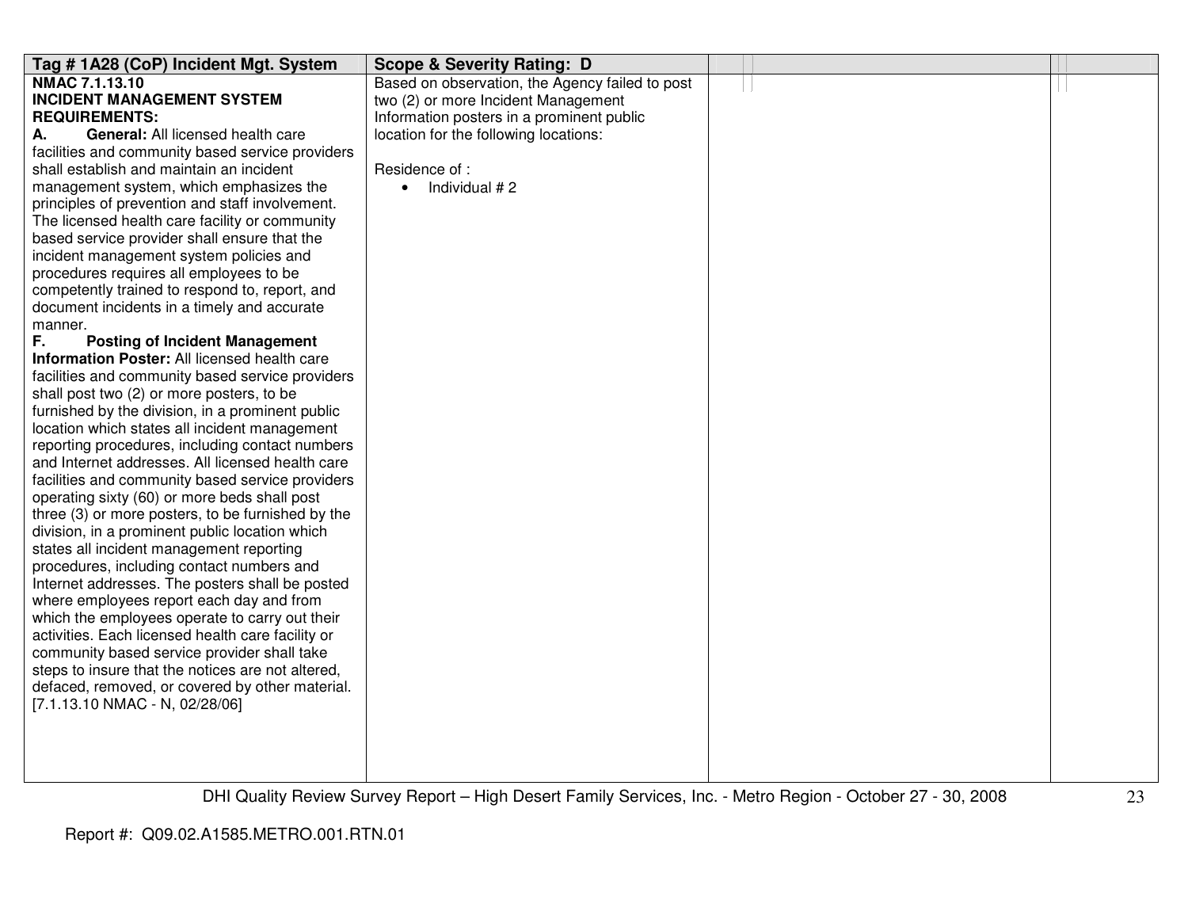| Tag # 1A28 (CoP) Incident Mgt. System | Scope & Severity Rating: D | | |
|---|---|---|---|
| **NMAC 7.1.13.10**<br>**INCIDENT MANAGEMENT SYSTEM REQUIREMENTS:**<br>**A. General:** All licensed health care facilities and community based service providers shall establish and maintain an incident management system, which emphasizes the principles of prevention and staff involvement. The licensed health care facility or community based service provider shall ensure that the incident management system policies and procedures requires all employees to be competently trained to respond to, report, and document incidents in a timely and accurate manner.<br>**F. Posting of Incident Management Information Poster:** All licensed health care facilities and community based service providers shall post two (2) or more posters, to be furnished by the division, in a prominent public location which states all incident management reporting procedures, including contact numbers and Internet addresses. All licensed health care facilities and community based service providers operating sixty (60) or more beds shall post three (3) or more posters, to be furnished by the division, in a prominent public location which states all incident management reporting procedures, including contact numbers and Internet addresses. The posters shall be posted where employees report each day and from which the employees operate to carry out their activities. Each licensed health care facility or community based service provider shall take steps to insure that the notices are not altered, defaced, removed, or covered by other material.<br>[7.1.13.10 NMAC - N, 02/28/06] | Based on observation, the Agency failed to post two (2) or more Incident Management Information posters in a prominent public location for the following locations:<br><br>Residence of :<br>• Individual # 2 | | |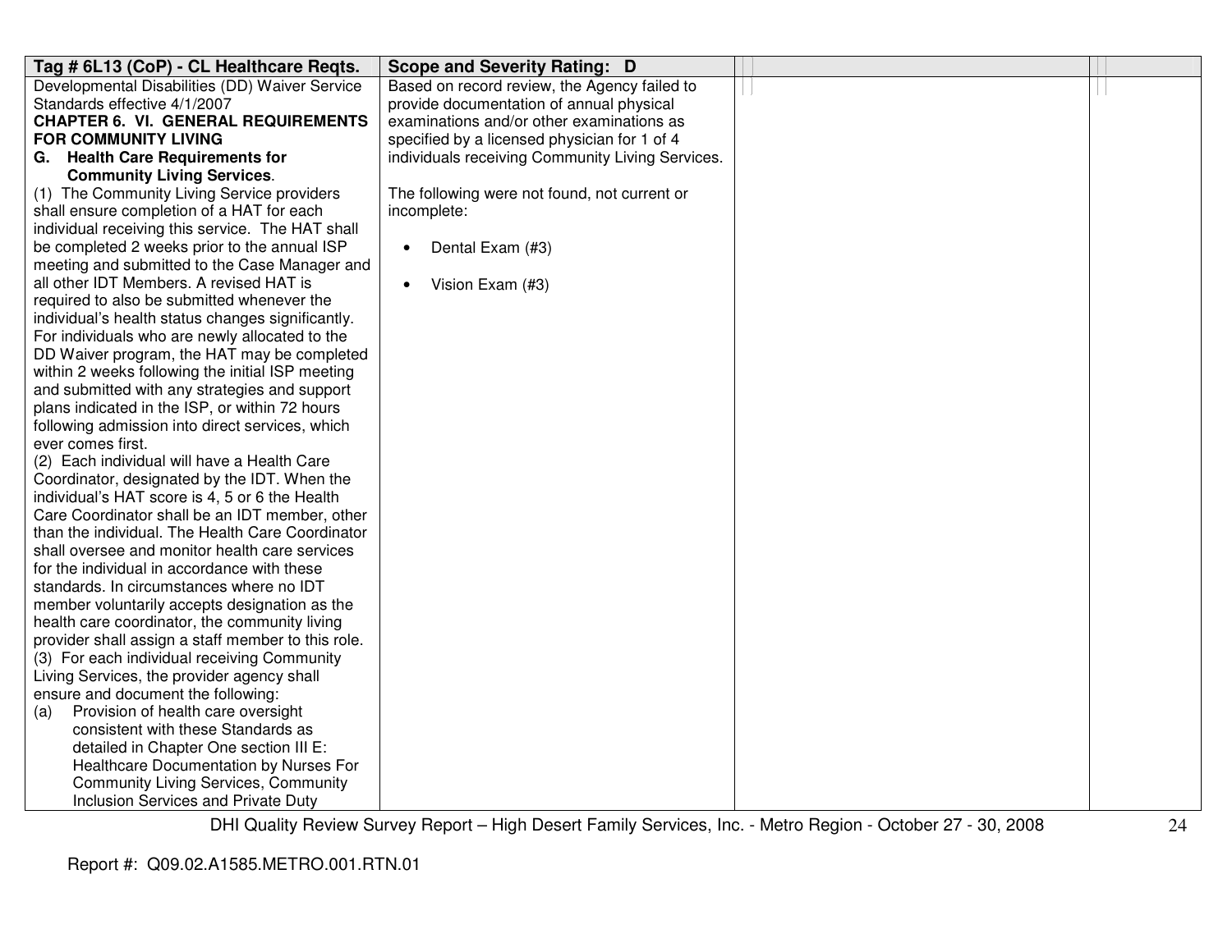| Tag # 6L13 (CoP) - CL Healthcare Reqts. | Scope and Severity Rating: D | | |
|---|---|---|---|
| Developmental Disabilities (DD) Waiver Service Standards effective 4/1/2007<br>**CHAPTER 6. VI. GENERAL REQUIREMENTS FOR COMMUNITY LIVING**<br>**G. Health Care Requirements for Community Living Services**.<br>(1) The Community Living Service providers shall ensure completion of a HAT for each individual receiving this service. The HAT shall be completed 2 weeks prior to the annual ISP meeting and submitted to the Case Manager and all other IDT Members. A revised HAT is required to also be submitted whenever the individual's health status changes significantly. For individuals who are newly allocated to the DD Waiver program, the HAT may be completed within 2 weeks following the initial ISP meeting and submitted with any strategies and support plans indicated in the ISP, or within 72 hours following admission into direct services, which ever comes first.<br>(2) Each individual will have a Health Care Coordinator, designated by the IDT. When the individual's HAT score is 4, 5 or 6 the Health Care Coordinator shall be an IDT member, other than the individual. The Health Care Coordinator shall oversee and monitor health care services for the individual in accordance with these standards. In circumstances where no IDT member voluntarily accepts designation as the health care coordinator, the community living provider shall assign a staff member to this role.<br>(3) For each individual receiving Community Living Services, the provider agency shall ensure and document the following:<br>(a) Provision of health care oversight consistent with these Standards as detailed in Chapter One section III E: Healthcare Documentation by Nurses For Community Living Services, Community Inclusion Services and Private Duty | Based on record review, the Agency failed to provide documentation of annual physical examinations and/or other examinations as specified by a licensed physician for 1 of 4 individuals receiving Community Living Services.<br><br>The following were not found, not current or incomplete:<br><br>• Dental Exam (#3)<br><br>• Vision Exam (#3) | | |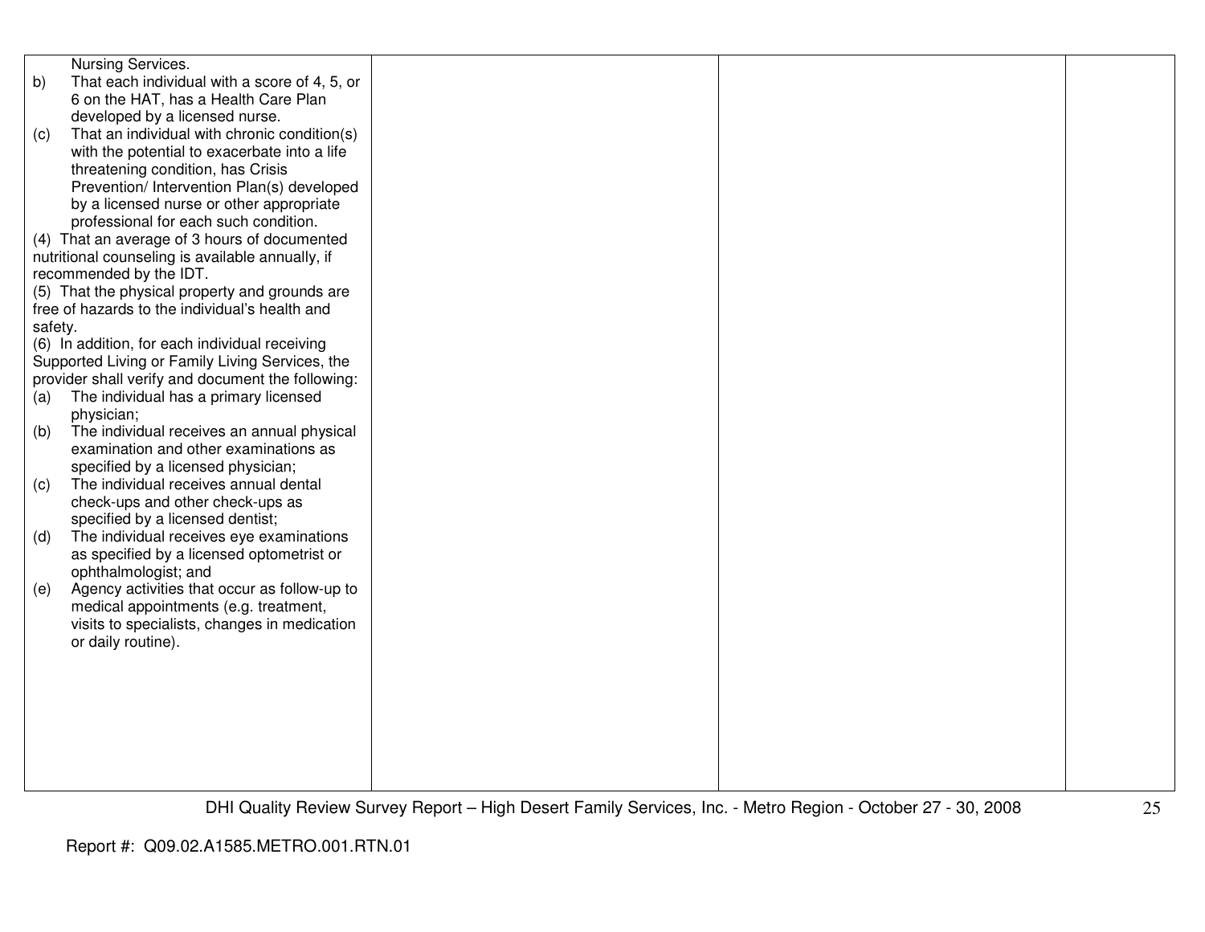| | | | |
|---|---|---|---|
| Nursing Services.<br>b) That each individual with a score of 4, 5, or 6 on the HAT, has a Health Care Plan developed by a licensed nurse.<br>(c) That an individual with chronic condition(s) with the potential to exacerbate into a life threatening condition, has Crisis Prevention/ Intervention Plan(s) developed by a licensed nurse or other appropriate professional for each such condition.<br>(4) That an average of 3 hours of documented nutritional counseling is available annually, if recommended by the IDT.<br>(5) That the physical property and grounds are free of hazards to the individual's health and safety.<br>(6) In addition, for each individual receiving Supported Living or Family Living Services, the provider shall verify and document the following:<br>(a) The individual has a primary licensed physician;<br>(b) The individual receives an annual physical examination and other examinations as specified by a licensed physician;<br>(c) The individual receives annual dental check-ups and other check-ups as specified by a licensed dentist;<br>(d) The individual receives eye examinations as specified by a licensed optometrist or ophthalmologist; and<br>(e) Agency activities that occur as follow-up to medical appointments (e.g. treatment, visits to specialists, changes in medication or daily routine). | | | |

DHI Quality Review Survey Report – High Desert Family Services, Inc. - Metro Region - October 27 - 30, 2008

Report #: Q09.02.A1585.METRO.001.RTN.01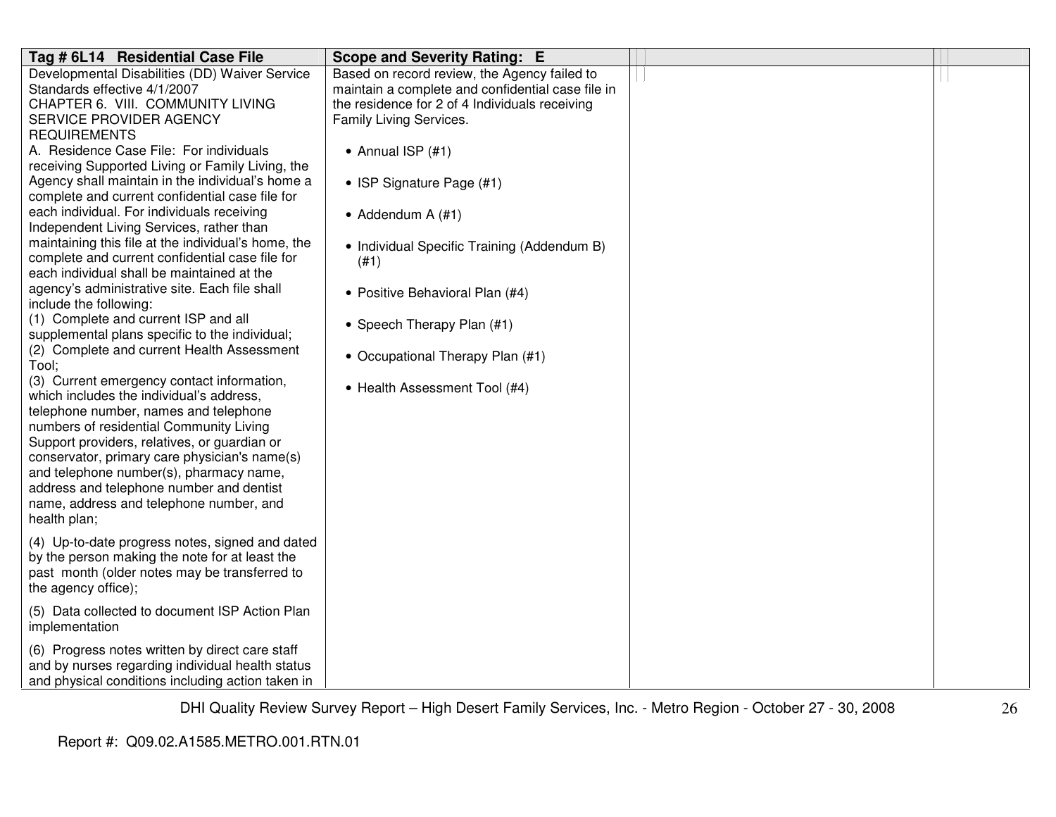| Tag # 6L14 Residential Case File | Scope and Severity Rating: E | | |
|---|---|---|---|
| Developmental Disabilities (DD) Waiver Service Standards effective 4/1/2007<br>CHAPTER 6. VIII. COMMUNITY LIVING SERVICE PROVIDER AGENCY REQUIREMENTS<br>A. Residence Case File: For individuals receiving Supported Living or Family Living, the Agency shall maintain in the individual's home a complete and current confidential case file for each individual. For individuals receiving Independent Living Services, rather than maintaining this file at the individual's home, the complete and current confidential case file for each individual shall be maintained at the agency's administrative site. Each file shall include the following:<br>(1) Complete and current ISP and all supplemental plans specific to the individual;<br>(2) Complete and current Health Assessment Tool;<br>(3) Current emergency contact information, which includes the individual's address, telephone number, names and telephone numbers of residential Community Living Support providers, relatives, or guardian or conservator, primary care physician's name(s) and telephone number(s), pharmacy name, address and telephone number and dentist name, address and telephone number, and health plan;<br>(4) Up-to-date progress notes, signed and dated by the person making the note for at least the past month (older notes may be transferred to the agency office);<br>(5) Data collected to document ISP Action Plan implementation<br>(6) Progress notes written by direct care staff and by nurses regarding individual health status and physical conditions including action taken in | Based on record review, the Agency failed to maintain a complete and confidential case file in the residence for 2 of 4 Individuals receiving Family Living Services.<br><br>• Annual ISP (#1)<br>• ISP Signature Page (#1)<br>• Addendum A (#1)<br>• Individual Specific Training (Addendum B) (#1)<br>• Positive Behavioral Plan (#4)<br>• Speech Therapy Plan (#1)<br>• Occupational Therapy Plan (#1)<br>• Health Assessment Tool (#4) | | |

Report #: Q09.02.A1585.METRO.001.RTN.01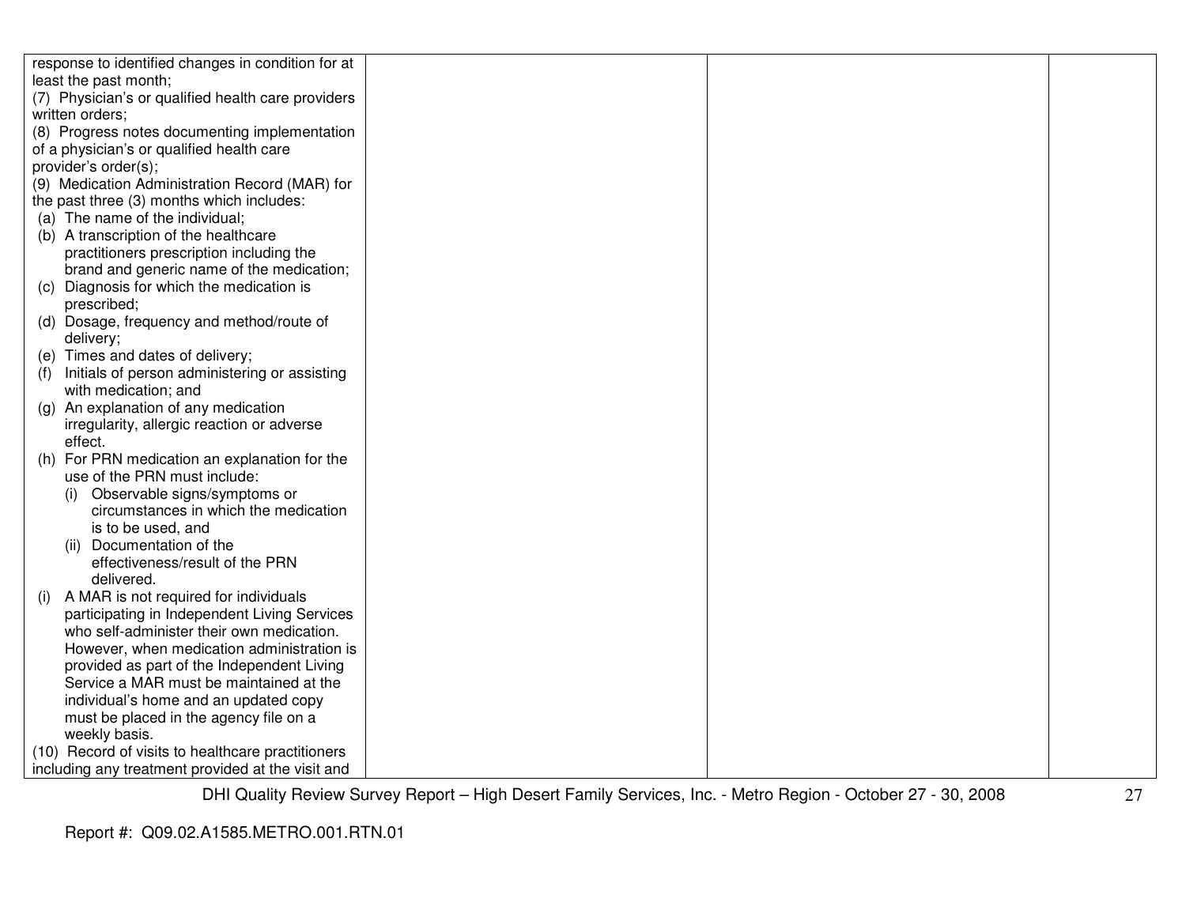| | | | |
|---|---|---|---|
| response to identified changes in condition for at least the past month;<br>(7) Physician's or qualified health care providers written orders;<br>(8) Progress notes documenting implementation of a physician's or qualified health care provider's order(s);<br>(9) Medication Administration Record (MAR) for the past three (3) months which includes:<br>(a) The name of the individual;<br>(b) A transcription of the healthcare practitioners prescription including the brand and generic name of the medication;<br>(c) Diagnosis for which the medication is prescribed;<br>(d) Dosage, frequency and method/route of delivery;<br>(e) Times and dates of delivery;<br>(f) Initials of person administering or assisting with medication; and<br>(g) An explanation of any medication irregularity, allergic reaction or adverse effect.<br>(h) For PRN medication an explanation for the use of the PRN must include:<br>(i) Observable signs/symptoms or circumstances in which the medication is to be used, and<br>(ii) Documentation of the effectiveness/result of the PRN delivered.<br>(i) A MAR is not required for individuals participating in Independent Living Services who self-administer their own medication. However, when medication administration is provided as part of the Independent Living Service a MAR must be maintained at the individual's home and an updated copy must be placed in the agency file on a weekly basis.<br>(10) Record of visits to healthcare practitioners including any treatment provided at the visit and | | | |

DHI Quality Review Survey Report – High Desert Family Services, Inc. - Metro Region - October 27 - 30, 2008

Report #: Q09.02.A1585.METRO.001.RTN.01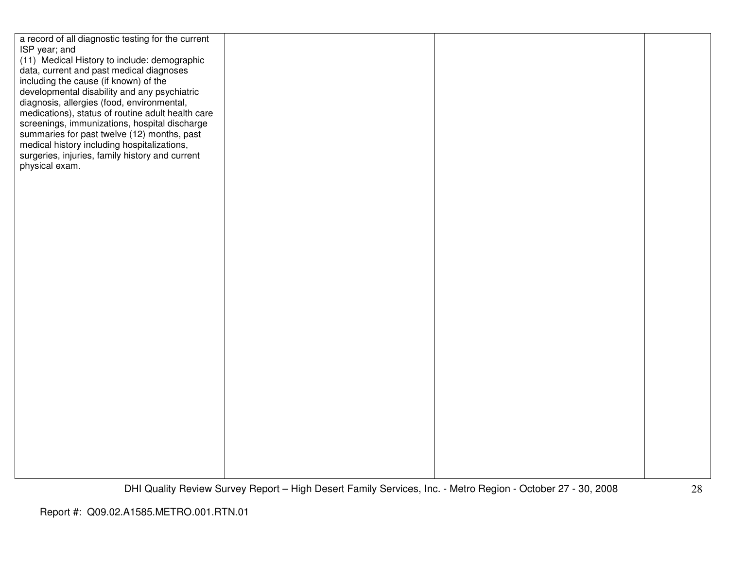| | | | |
|---|---|---|---|
| a record of all diagnostic testing for the current ISP year; and<br>(11) Medical History to include: demographic data, current and past medical diagnoses including the cause (if known) of the developmental disability and any psychiatric diagnosis, allergies (food, environmental, medications), status of routine adult health care screenings, immunizations, hospital discharge summaries for past twelve (12) months, past medical history including hospitalizations, surgeries, injuries, family history and current physical exam. | | | |

DHI Quality Review Survey Report – High Desert Family Services, Inc. - Metro Region - October 27 - 30, 2008

Report #: Q09.02.A1585.METRO.001.RTN.01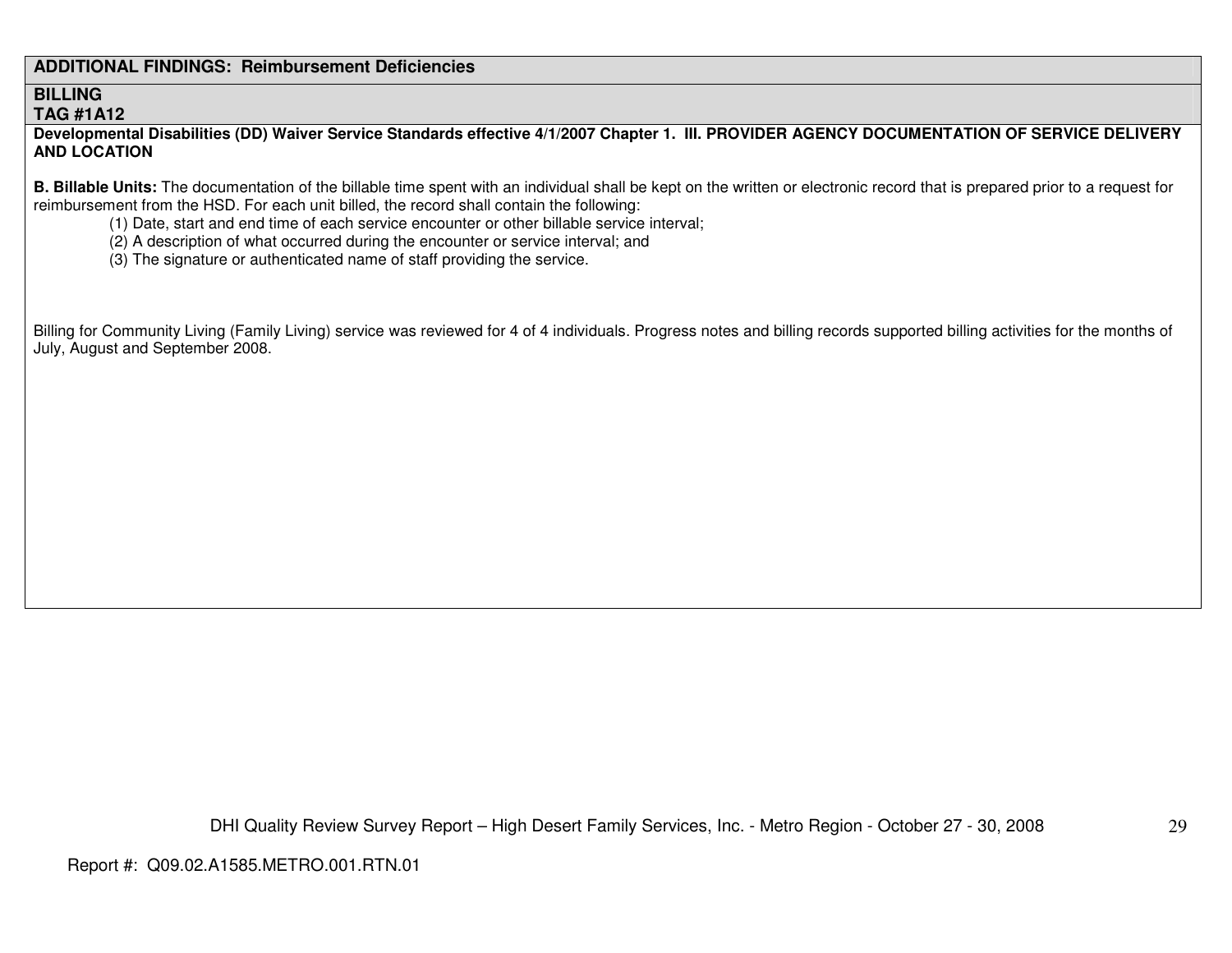## ADDITIONAL FINDINGS: Reimbursement Deficiencies

### BILLING
### TAG #1A12

**Developmental Disabilities (DD) Waiver Service Standards effective 4/1/2007 Chapter 1. III. PROVIDER AGENCY DOCUMENTATION OF SERVICE DELIVERY AND LOCATION**

**B. Billable Units:** The documentation of the billable time spent with an individual shall be kept on the written or electronic record that is prepared prior to a request for reimbursement from the HSD. For each unit billed, the record shall contain the following:

(1) Date, start and end time of each service encounter or other billable service interval;
(2) A description of what occurred during the encounter or service interval; and
(3) The signature or authenticated name of staff providing the service.

Billing for Community Living (Family Living) service was reviewed for 4 of 4 individuals. Progress notes and billing records supported billing activities for the months of July, August and September 2008.